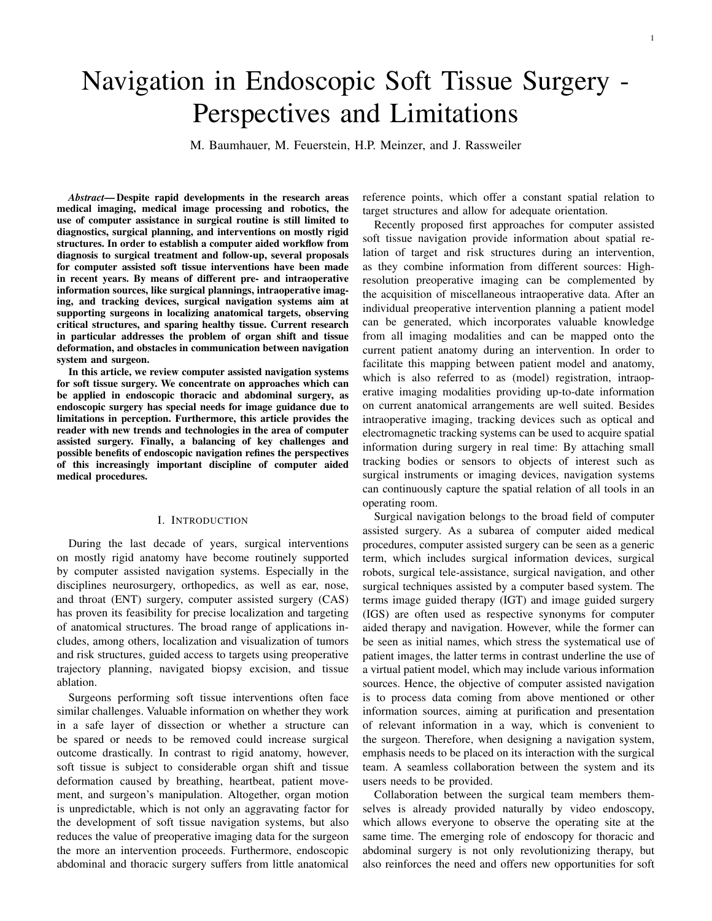# Navigation in Endoscopic Soft Tissue Surgery - Perspectives and Limitations

M. Baumhauer, M. Feuerstein, H.P. Meinzer, and J. Rassweiler

***Abstract*— Despite rapid developments in the research areas medical imaging, medical image processing and robotics, the use of computer assistance in surgical routine is still limited to diagnostics, surgical planning, and interventions on mostly rigid structures. In order to establish a computer aided workflow from diagnosis to surgical treatment and follow-up, several proposals for computer assisted soft tissue interventions have been made in recent years. By means of different pre- and intraoperative information sources, like surgical plannings, intraoperative imaging, and tracking devices, surgical navigation systems aim at supporting surgeons in localizing anatomical targets, observing critical structures, and sparing healthy tissue. Current research in particular addresses the problem of organ shift and tissue deformation, and obstacles in communication between navigation system and surgeon.**

**In this article, we review computer assisted navigation systems for soft tissue surgery. We concentrate on approaches which can be applied in endoscopic thoracic and abdominal surgery, as endoscopic surgery has special needs for image guidance due to limitations in perception. Furthermore, this article provides the reader with new trends and technologies in the area of computer assisted surgery. Finally, a balancing of key challenges and possible benefits of endoscopic navigation refines the perspectives of this increasingly important discipline of computer aided medical procedures.**

## I. Introduction

During the last decade of years, surgical interventions on mostly rigid anatomy have become routinely supported by computer assisted navigation systems. Especially in the disciplines neurosurgery, orthopedics, as well as ear, nose, and throat (ENT) surgery, computer assisted surgery (CAS) has proven its feasibility for precise localization and targeting of anatomical structures. The broad range of applications includes, among others, localization and visualization of tumors and risk structures, guided access to targets using preoperative trajectory planning, navigated biopsy excision, and tissue ablation.

Surgeons performing soft tissue interventions often face similar challenges. Valuable information on whether they work in a safe layer of dissection or whether a structure can be spared or needs to be removed could increase surgical outcome drastically. In contrast to rigid anatomy, however, soft tissue is subject to considerable organ shift and tissue deformation caused by breathing, heartbeat, patient movement, and surgeon's manipulation. Altogether, organ motion is unpredictable, which is not only an aggravating factor for the development of soft tissue navigation systems, but also reduces the value of preoperative imaging data for the surgeon the more an intervention proceeds. Furthermore, endoscopic abdominal and thoracic surgery suffers from little anatomical reference points, which offer a constant spatial relation to target structures and allow for adequate orientation.

Recently proposed first approaches for computer assisted soft tissue navigation provide information about spatial relation of target and risk structures during an intervention, as they combine information from different sources: High-resolution preoperative imaging can be complemented by the acquisition of miscellaneous intraoperative data. After an individual preoperative intervention planning a patient model can be generated, which incorporates valuable knowledge from all imaging modalities and can be mapped onto the current patient anatomy during an intervention. In order to facilitate this mapping between patient model and anatomy, which is also referred to as (model) registration, intraoperative imaging modalities providing up-to-date information on current anatomical arrangements are well suited. Besides intraoperative imaging, tracking devices such as optical and electromagnetic tracking systems can be used to acquire spatial information during surgery in real time: By attaching small tracking bodies or sensors to objects of interest such as surgical instruments or imaging devices, navigation systems can continuously capture the spatial relation of all tools in an operating room.

Surgical navigation belongs to the broad field of computer assisted surgery. As a subarea of computer aided medical procedures, computer assisted surgery can be seen as a generic term, which includes surgical information devices, surgical robots, surgical tele-assistance, surgical navigation, and other surgical techniques assisted by a computer based system. The terms image guided therapy (IGT) and image guided surgery (IGS) are often used as respective synonyms for computer aided therapy and navigation. However, while the former can be seen as initial names, which stress the systematical use of patient images, the latter terms in contrast underline the use of a virtual patient model, which may include various information sources. Hence, the objective of computer assisted navigation is to process data coming from above mentioned or other information sources, aiming at purification and presentation of relevant information in a way, which is convenient to the surgeon. Therefore, when designing a navigation system, emphasis needs to be placed on its interaction with the surgical team. A seamless collaboration between the system and its users needs to be provided.

Collaboration between the surgical team members themselves is already provided naturally by video endoscopy, which allows everyone to observe the operating site at the same time. The emerging role of endoscopy for thoracic and abdominal surgery is not only revolutionizing therapy, but also reinforces the need and offers new opportunities for soft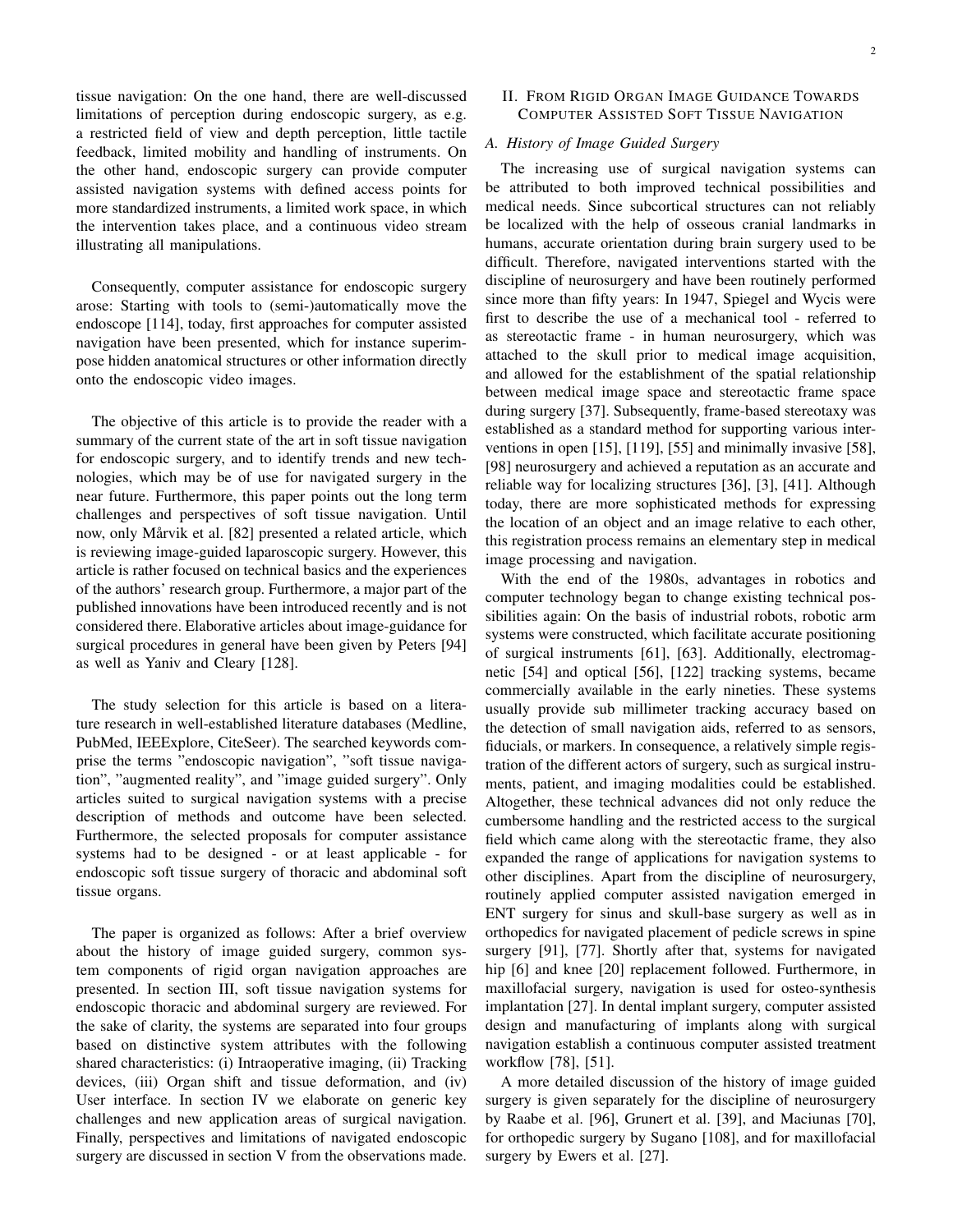tissue navigation: On the one hand, there are well-discussed limitations of perception during endoscopic surgery, as e.g. a restricted field of view and depth perception, little tactile feedback, limited mobility and handling of instruments. On the other hand, endoscopic surgery can provide computer assisted navigation systems with defined access points for more standardized instruments, a limited work space, in which the intervention takes place, and a continuous video stream illustrating all manipulations.

Consequently, computer assistance for endoscopic surgery arose: Starting with tools to (semi-)automatically move the endoscope [114], today, first approaches for computer assisted navigation have been presented, which for instance superimpose hidden anatomical structures or other information directly onto the endoscopic video images.

The objective of this article is to provide the reader with a summary of the current state of the art in soft tissue navigation for endoscopic surgery, and to identify trends and new technologies, which may be of use for navigated surgery in the near future. Furthermore, this paper points out the long term challenges and perspectives of soft tissue navigation. Until now, only Mårvik et al. [82] presented a related article, which is reviewing image-guided laparoscopic surgery. However, this article is rather focused on technical basics and the experiences of the authors' research group. Furthermore, a major part of the published innovations have been introduced recently and is not considered there. Elaborative articles about image-guidance for surgical procedures in general have been given by Peters [94] as well as Yaniv and Cleary [128].

The study selection for this article is based on a literature research in well-established literature databases (Medline, PubMed, IEEEXplore, CiteSeer). The searched keywords comprise the terms "endoscopic navigation", "soft tissue navigation", "augmented reality", and "image guided surgery". Only articles suited to surgical navigation systems with a precise description of methods and outcome have been selected. Furthermore, the selected proposals for computer assistance systems had to be designed - or at least applicable - for endoscopic soft tissue surgery of thoracic and abdominal soft tissue organs.

The paper is organized as follows: After a brief overview about the history of image guided surgery, common system components of rigid organ navigation approaches are presented. In section III, soft tissue navigation systems for endoscopic thoracic and abdominal surgery are reviewed. For the sake of clarity, the systems are separated into four groups based on distinctive system attributes with the following shared characteristics: (i) Intraoperative imaging, (ii) Tracking devices, (iii) Organ shift and tissue deformation, and (iv) User interface. In section IV we elaborate on generic key challenges and new application areas of surgical navigation. Finally, perspectives and limitations of navigated endoscopic surgery are discussed in section V from the observations made.

## II. From Rigid Organ Image Guidance Towards Computer Assisted Soft Tissue Navigation

### A. History of Image Guided Surgery

The increasing use of surgical navigation systems can be attributed to both improved technical possibilities and medical needs. Since subcortical structures can not reliably be localized with the help of osseous cranial landmarks in humans, accurate orientation during brain surgery used to be difficult. Therefore, navigated interventions started with the discipline of neurosurgery and have been routinely performed since more than fifty years: In 1947, Spiegel and Wycis were first to describe the use of a mechanical tool - referred to as stereotactic frame - in human neurosurgery, which was attached to the skull prior to medical image acquisition, and allowed for the establishment of the spatial relationship between medical image space and stereotactic frame space during surgery [37]. Subsequently, frame-based stereotaxy was established as a standard method for supporting various interventions in open [15], [119], [55] and minimally invasive [58], [98] neurosurgery and achieved a reputation as an accurate and reliable way for localizing structures [36], [3], [41]. Although today, there are more sophisticated methods for expressing the location of an object and an image relative to each other, this registration process remains an elementary step in medical image processing and navigation.

With the end of the 1980s, advantages in robotics and computer technology began to change existing technical possibilities again: On the basis of industrial robots, robotic arm systems were constructed, which facilitate accurate positioning of surgical instruments [61], [63]. Additionally, electromagnetic [54] and optical [56], [122] tracking systems, became commercially available in the early nineties. These systems usually provide sub millimeter tracking accuracy based on the detection of small navigation aids, referred to as sensors, fiducials, or markers. In consequence, a relatively simple registration of the different actors of surgery, such as surgical instruments, patient, and imaging modalities could be established. Altogether, these technical advances did not only reduce the cumbersome handling and the restricted access to the surgical field which came along with the stereotactic frame, they also expanded the range of applications for navigation systems to other disciplines. Apart from the discipline of neurosurgery, routinely applied computer assisted navigation emerged in ENT surgery for sinus and skull-base surgery as well as in orthopedics for navigated placement of pedicle screws in spine surgery [91], [77]. Shortly after that, systems for navigated hip [6] and knee [20] replacement followed. Furthermore, in maxillofacial surgery, navigation is used for osteo-synthesis implantation [27]. In dental implant surgery, computer assisted design and manufacturing of implants along with surgical navigation establish a continuous computer assisted treatment workflow [78], [51].

A more detailed discussion of the history of image guided surgery is given separately for the discipline of neurosurgery by Raabe et al. [96], Grunert et al. [39], and Maciunas [70], for orthopedic surgery by Sugano [108], and for maxillofacial surgery by Ewers et al. [27].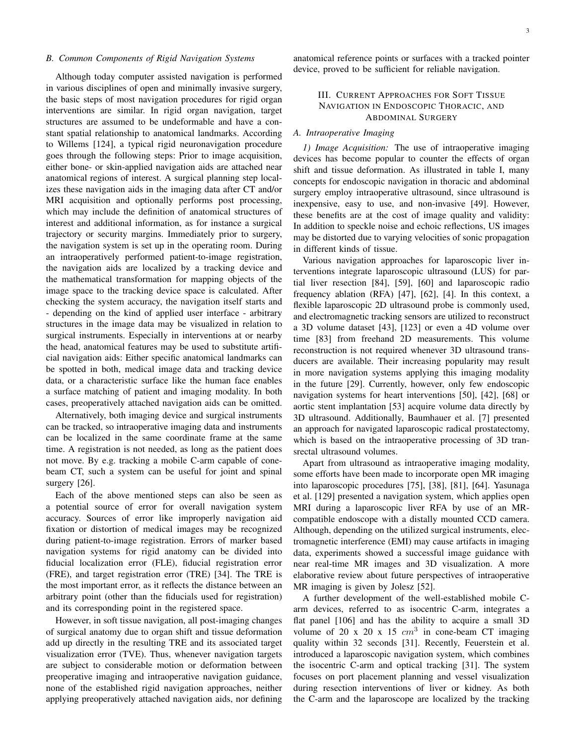### B. Common Components of Rigid Navigation Systems

Although today computer assisted navigation is performed in various disciplines of open and minimally invasive surgery, the basic steps of most navigation procedures for rigid organ interventions are similar. In rigid organ navigation, target structures are assumed to be undeformable and have a constant spatial relationship to anatomical landmarks. According to Willems [124], a typical rigid neuronavigation procedure goes through the following steps: Prior to image acquisition, either bone- or skin-applied navigation aids are attached near anatomical regions of interest. A surgical planning step localizes these navigation aids in the imaging data after CT and/or MRI acquisition and optionally performs post processing, which may include the definition of anatomical structures of interest and additional information, as for instance a surgical trajectory or security margins. Immediately prior to surgery, the navigation system is set up in the operating room. During an intraoperatively performed patient-to-image registration, the navigation aids are localized by a tracking device and the mathematical transformation for mapping objects of the image space to the tracking device space is calculated. After checking the system accuracy, the navigation itself starts and - depending on the kind of applied user interface - arbitrary structures in the image data may be visualized in relation to surgical instruments. Especially in interventions at or nearby the head, anatomical features may be used to substitute artificial navigation aids: Either specific anatomical landmarks can be spotted in both, medical image data and tracking device data, or a characteristic surface like the human face enables a surface matching of patient and imaging modality. In both cases, preoperatively attached navigation aids can be omitted.

Alternatively, both imaging device and surgical instruments can be tracked, so intraoperative imaging data and instruments can be localized in the same coordinate frame at the same time. A registration is not needed, as long as the patient does not move. By e.g. tracking a mobile C-arm capable of cone-beam CT, such a system can be useful for joint and spinal surgery [26].

Each of the above mentioned steps can also be seen as a potential source of error for overall navigation system accuracy. Sources of error like improperly navigation aid fixation or distortion of medical images may be recognized during patient-to-image registration. Errors of marker based navigation systems for rigid anatomy can be divided into fiducial localization error (FLE), fiducial registration error (FRE), and target registration error (TRE) [34]. The TRE is the most important error, as it reflects the distance between an arbitrary point (other than the fiducials used for registration) and its corresponding point in the registered space.

However, in soft tissue navigation, all post-imaging changes of surgical anatomy due to organ shift and tissue deformation add up directly in the resulting TRE and its associated target visualization error (TVE). Thus, whenever navigation targets are subject to considerable motion or deformation between preoperative imaging and intraoperative navigation guidance, none of the established rigid navigation approaches, neither applying preoperatively attached navigation aids, nor defining anatomical reference points or surfaces with a tracked pointer device, proved to be sufficient for reliable navigation.

## III. Current Approaches for Soft Tissue Navigation in Endoscopic Thoracic, and Abdominal Surgery

### A. Intraoperative Imaging

*1) Image Acquisition:* The use of intraoperative imaging devices has become popular to counter the effects of organ shift and tissue deformation. As illustrated in table I, many concepts for endoscopic navigation in thoracic and abdominal surgery employ intraoperative ultrasound, since ultrasound is inexpensive, easy to use, and non-invasive [49]. However, these benefits are at the cost of image quality and validity: In addition to speckle noise and echoic reflections, US images may be distorted due to varying velocities of sonic propagation in different kinds of tissue.

Various navigation approaches for laparoscopic liver interventions integrate laparoscopic ultrasound (LUS) for partial liver resection [84], [59], [60] and laparoscopic radio frequency ablation (RFA) [47], [62], [4]. In this context, a flexible laparoscopic 2D ultrasound probe is commonly used, and electromagnetic tracking sensors are utilized to reconstruct a 3D volume dataset [43], [123] or even a 4D volume over time [83] from freehand 2D measurements. This volume reconstruction is not required whenever 3D ultrasound transducers are available. Their increasing popularity may result in more navigation systems applying this imaging modality in the future [29]. Currently, however, only few endoscopic navigation systems for heart interventions [50], [42], [68] or aortic stent implantation [53] acquire volume data directly by 3D ultrasound. Additionally, Baumhauer et al. [7] presented an approach for navigated laparoscopic radical prostatectomy, which is based on the intraoperative processing of 3D transrectal ultrasound volumes.

Apart from ultrasound as intraoperative imaging modality, some efforts have been made to incorporate open MR imaging into laparoscopic procedures [75], [38], [81], [64]. Yasunaga et al. [129] presented a navigation system, which applies open MRI during a laparoscopic liver RFA by use of an MR-compatible endoscope with a distally mounted CCD camera. Although, depending on the utilized surgical instruments, electromagnetic interference (EMI) may cause artifacts in imaging data, experiments showed a successful image guidance with near real-time MR images and 3D visualization. A more elaborative review about future perspectives of intraoperative MR imaging is given by Jolesz [52].

A further development of the well-established mobile C-arm devices, referred to as isocentric C-arm, integrates a flat panel [106] and has the ability to acquire a small 3D volume of 20 x 20 x 15 $cm^3$ in cone-beam CT imaging quality within 32 seconds [31]. Recently, Feuerstein et al. introduced a laparoscopic navigation system, which combines the isocentric C-arm and optical tracking [31]. The system focuses on port placement planning and vessel visualization during resection interventions of liver or kidney. As both the C-arm and the laparoscope are localized by the tracking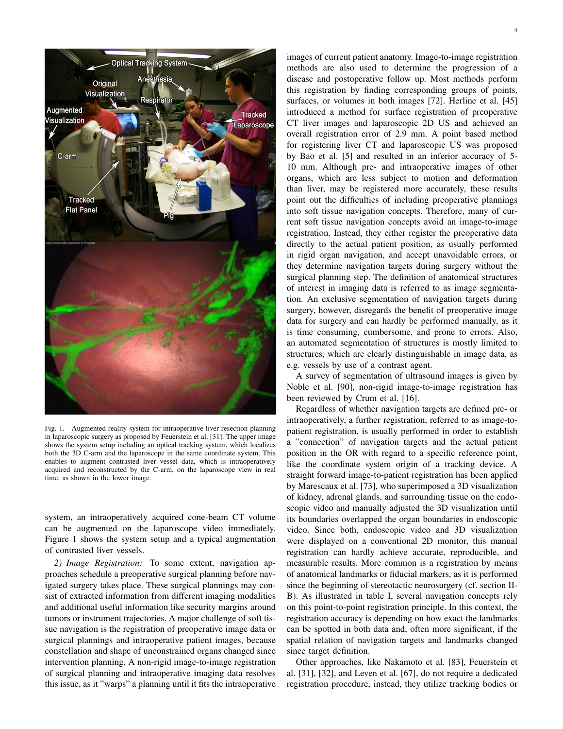Fig. 1. Augmented reality system for intraoperative liver resection planning in laparoscopic surgery as proposed by Feuerstein et al. [31]. The upper image shows the system setup including an optical tracking system, which localizes both the 3D C-arm and the laparoscope in the same coordinate system. This enables to augment contrasted liver vessel data, which is intraoperatively acquired and reconstructed by the C-arm, on the laparoscope view in real time, as shown in the lower image.

system, an intraoperatively acquired cone-beam CT volume can be augmented on the laparoscope video immediately. Figure 1 shows the system setup and a typical augmentation of contrasted liver vessels.

*2) Image Registration:* To some extent, navigation approaches schedule a preoperative surgical planning before navigated surgery takes place. These surgical plannings may consist of extracted information from different imaging modalities and additional useful information like security margins around tumors or instrument trajectories. A major challenge of soft tissue navigation is the registration of preoperative image data or surgical plannings and intraoperative patient images, because constellation and shape of unconstrained organs changed since intervention planning. A non-rigid image-to-image registration of surgical planning and intraoperative imaging data resolves this issue, as it "warps" a planning until it fits the intraoperative images of current patient anatomy. Image-to-image registration methods are also used to determine the progression of a disease and postoperative follow up. Most methods perform this registration by finding corresponding groups of points, surfaces, or volumes in both images [72]. Herline et al. [45] introduced a method for surface registration of preoperative CT liver images and laparoscopic 2D US and achieved an overall registration error of 2.9 mm. A point based method for registering liver CT and laparoscopic US was proposed by Bao et al. [5] and resulted in an inferior accuracy of 5-10 mm. Although pre- and intraoperative images of other organs, which are less subject to motion and deformation than liver, may be registered more accurately, these results point out the difficulties of including preoperative plannings into soft tissue navigation concepts. Therefore, many of current soft tissue navigation concepts avoid an image-to-image registration. Instead, they either register the preoperative data directly to the actual patient position, as usually performed in rigid organ navigation, and accept unavoidable errors, or they determine navigation targets during surgery without the surgical planning step. The definition of anatomical structures of interest in imaging data is referred to as image segmentation. An exclusive segmentation of navigation targets during surgery, however, disregards the benefit of preoperative image data for surgery and can hardly be performed manually, as it is time consuming, cumbersome, and prone to errors. Also, an automated segmentation of structures is mostly limited to structures, which are clearly distinguishable in image data, as e.g. vessels by use of a contrast agent.

A survey of segmentation of ultrasound images is given by Noble et al. [90], non-rigid image-to-image registration has been reviewed by Crum et al. [16].

Regardless of whether navigation targets are defined pre- or intraoperatively, a further registration, referred to as image-to-patient registration, is usually performed in order to establish a "connection" of navigation targets and the actual patient position in the OR with regard to a specific reference point, like the coordinate system origin of a tracking device. A straight forward image-to-patient registration has been applied by Marescaux et al. [73], who superimposed a 3D visualization of kidney, adrenal glands, and surrounding tissue on the endoscopic video and manually adjusted the 3D visualization until its boundaries overlapped the organ boundaries in endoscopic video. Since both, endoscopic video and 3D visualization were displayed on a conventional 2D monitor, this manual registration can hardly achieve accurate, reproducible, and measurable results. More common is a registration by means of anatomical landmarks or fiducial markers, as it is performed since the beginning of stereotactic neurosurgery (cf. section II-B). As illustrated in table I, several navigation concepts rely on this point-to-point registration principle. In this context, the registration accuracy is depending on how exact the landmarks can be spotted in both data and, often more significant, if the spatial relation of navigation targets and landmarks changed since target definition.

Other approaches, like Nakamoto et al. [83], Feuerstein et al. [31], [32], and Leven et al. [67], do not require a dedicated registration procedure, instead, they utilize tracking bodies or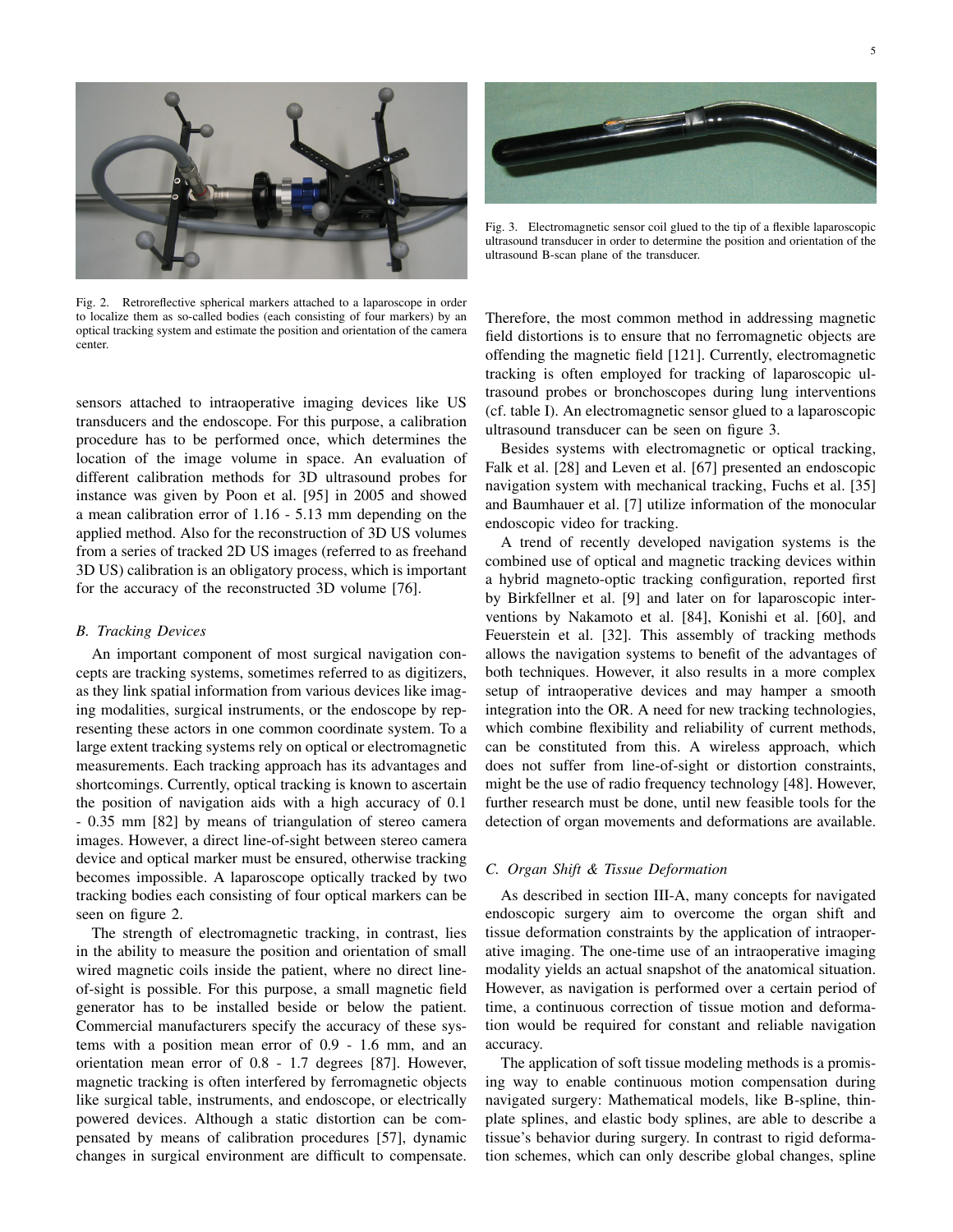Fig. 2. Retroreflective spherical markers attached to a laparoscope in order to localize them as so-called bodies (each consisting of four markers) by an optical tracking system and estimate the position and orientation of the camera center.

Fig. 3. Electromagnetic sensor coil glued to the tip of a flexible laparoscopic ultrasound transducer in order to determine the position and orientation of the ultrasound B-scan plane of the transducer.

sensors attached to intraoperative imaging devices like US transducers and the endoscope. For this purpose, a calibration procedure has to be performed once, which determines the location of the image volume in space. An evaluation of different calibration methods for 3D ultrasound probes for instance was given by Poon et al. [95] in 2005 and showed a mean calibration error of 1.16 - 5.13 mm depending on the applied method. Also for the reconstruction of 3D US volumes from a series of tracked 2D US images (referred to as freehand 3D US) calibration is an obligatory process, which is important for the accuracy of the reconstructed 3D volume [76].

### *B. Tracking Devices*

An important component of most surgical navigation concepts are tracking systems, sometimes referred to as digitizers, as they link spatial information from various devices like imaging modalities, surgical instruments, or the endoscope by representing these actors in one common coordinate system. To a large extent tracking systems rely on optical or electromagnetic measurements. Each tracking approach has its advantages and shortcomings. Currently, optical tracking is known to ascertain the position of navigation aids with a high accuracy of 0.1 - 0.35 mm [82] by means of triangulation of stereo camera images. However, a direct line-of-sight between stereo camera device and optical marker must be ensured, otherwise tracking becomes impossible. A laparoscope optically tracked by two tracking bodies each consisting of four optical markers can be seen on figure 2.

The strength of electromagnetic tracking, in contrast, lies in the ability to measure the position and orientation of small wired magnetic coils inside the patient, where no direct line-of-sight is possible. For this purpose, a small magnetic field generator has to be installed beside or below the patient. Commercial manufacturers specify the accuracy of these systems with a position mean error of 0.9 - 1.6 mm, and an orientation mean error of 0.8 - 1.7 degrees [87]. However, magnetic tracking is often interfered by ferromagnetic objects like surgical table, instruments, and endoscope, or electrically powered devices. Although a static distortion can be compensated by means of calibration procedures [57], dynamic changes in surgical environment are difficult to compensate. Therefore, the most common method in addressing magnetic field distortions is to ensure that no ferromagnetic objects are offending the magnetic field [121]. Currently, electromagnetic tracking is often employed for tracking of laparoscopic ultrasound probes or bronchoscopes during lung interventions (cf. table I). An electromagnetic sensor glued to a laparoscopic ultrasound transducer can be seen on figure 3.

Besides systems with electromagnetic or optical tracking, Falk et al. [28] and Leven et al. [67] presented an endoscopic navigation system with mechanical tracking, Fuchs et al. [35] and Baumhauer et al. [7] utilize information of the monocular endoscopic video for tracking.

A trend of recently developed navigation systems is the combined use of optical and magnetic tracking devices within a hybrid magneto-optic tracking configuration, reported first by Birkfellner et al. [9] and later on for laparoscopic interventions by Nakamoto et al. [84], Konishi et al. [60], and Feuerstein et al. [32]. This assembly of tracking methods allows the navigation systems to benefit of the advantages of both techniques. However, it also results in a more complex setup of intraoperative devices and may hamper a smooth integration into the OR. A need for new tracking technologies, which combine flexibility and reliability of current methods, can be constituted from this. A wireless approach, which does not suffer from line-of-sight or distortion constraints, might be the use of radio frequency technology [48]. However, further research must be done, until new feasible tools for the detection of organ movements and deformations are available.

### *C. Organ Shift & Tissue Deformation*

As described in section III-A, many concepts for navigated endoscopic surgery aim to overcome the organ shift and tissue deformation constraints by the application of intraoperative imaging. The one-time use of an intraoperative imaging modality yields an actual snapshot of the anatomical situation. However, as navigation is performed over a certain period of time, a continuous correction of tissue motion and deformation would be required for constant and reliable navigation accuracy.

The application of soft tissue modeling methods is a promising way to enable continuous motion compensation during navigated surgery: Mathematical models, like B-spline, thin-plate splines, and elastic body splines, are able to describe a tissue's behavior during surgery. In contrast to rigid deformation schemes, which can only describe global changes, spline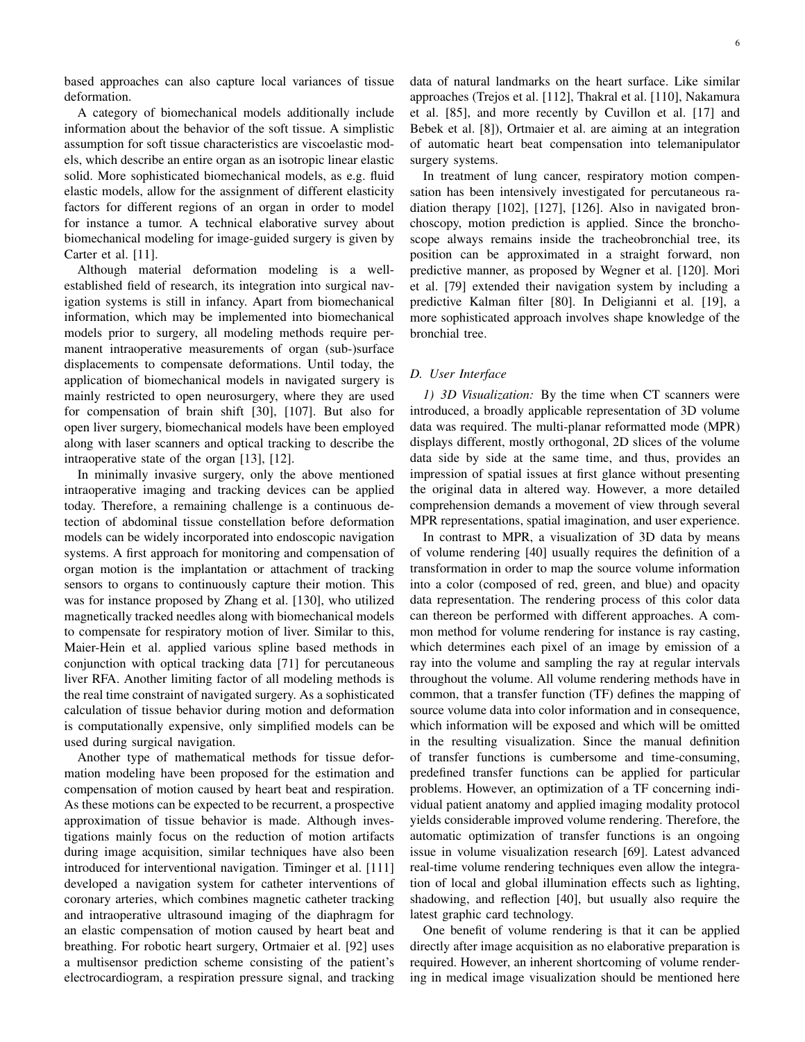based approaches can also capture local variances of tissue deformation.

A category of biomechanical models additionally include information about the behavior of the soft tissue. A simplistic assumption for soft tissue characteristics are viscoelastic models, which describe an entire organ as an isotropic linear elastic solid. More sophisticated biomechanical models, as e.g. fluid elastic models, allow for the assignment of different elasticity factors for different regions of an organ in order to model for instance a tumor. A technical elaborative survey about biomechanical modeling for image-guided surgery is given by Carter et al. [11].

Although material deformation modeling is a well-established field of research, its integration into surgical navigation systems is still in infancy. Apart from biomechanical information, which may be implemented into biomechanical models prior to surgery, all modeling methods require permanent intraoperative measurements of organ (sub-)surface displacements to compensate deformations. Until today, the application of biomechanical models in navigated surgery is mainly restricted to open neurosurgery, where they are used for compensation of brain shift [30], [107]. But also for open liver surgery, biomechanical models have been employed along with laser scanners and optical tracking to describe the intraoperative state of the organ [13], [12].

In minimally invasive surgery, only the above mentioned intraoperative imaging and tracking devices can be applied today. Therefore, a remaining challenge is a continuous detection of abdominal tissue constellation before deformation models can be widely incorporated into endoscopic navigation systems. A first approach for monitoring and compensation of organ motion is the implantation or attachment of tracking sensors to organs to continuously capture their motion. This was for instance proposed by Zhang et al. [130], who utilized magnetically tracked needles along with biomechanical models to compensate for respiratory motion of liver. Similar to this, Maier-Hein et al. applied various spline based methods in conjunction with optical tracking data [71] for percutaneous liver RFA. Another limiting factor of all modeling methods is the real time constraint of navigated surgery. As a sophisticated calculation of tissue behavior during motion and deformation is computationally expensive, only simplified models can be used during surgical navigation.

Another type of mathematical methods for tissue deformation modeling have been proposed for the estimation and compensation of motion caused by heart beat and respiration. As these motions can be expected to be recurrent, a prospective approximation of tissue behavior is made. Although investigations mainly focus on the reduction of motion artifacts during image acquisition, similar techniques have also been introduced for interventional navigation. Timinger et al. [111] developed a navigation system for catheter interventions of coronary arteries, which combines magnetic catheter tracking and intraoperative ultrasound imaging of the diaphragm for an elastic compensation of motion caused by heart beat and breathing. For robotic heart surgery, Ortmaier et al. [92] uses a multisensor prediction scheme consisting of the patient's electrocardiogram, a respiration pressure signal, and tracking data of natural landmarks on the heart surface. Like similar approaches (Trejos et al. [112], Thakral et al. [110], Nakamura et al. [85], and more recently by Cuvillon et al. [17] and Bebek et al. [8]), Ortmaier et al. are aiming at an integration of automatic heart beat compensation into telemanipulator surgery systems.

In treatment of lung cancer, respiratory motion compensation has been intensively investigated for percutaneous radiation therapy [102], [127], [126]. Also in navigated bronchoscopy, motion prediction is applied. Since the bronchoscope always remains inside the tracheobronchial tree, its position can be approximated in a straight forward, non predictive manner, as proposed by Wegner et al. [120]. Mori et al. [79] extended their navigation system by including a predictive Kalman filter [80]. In Deligianni et al. [19], a more sophisticated approach involves shape knowledge of the bronchial tree.

### D. User Interface

*1) 3D Visualization:* By the time when CT scanners were introduced, a broadly applicable representation of 3D volume data was required. The multi-planar reformatted mode (MPR) displays different, mostly orthogonal, 2D slices of the volume data side by side at the same time, and thus, provides an impression of spatial issues at first glance without presenting the original data in altered way. However, a more detailed comprehension demands a movement of view through several MPR representations, spatial imagination, and user experience.

In contrast to MPR, a visualization of 3D data by means of volume rendering [40] usually requires the definition of a transformation in order to map the source volume information into a color (composed of red, green, and blue) and opacity data representation. The rendering process of this color data can thereon be performed with different approaches. A common method for volume rendering for instance is ray casting, which determines each pixel of an image by emission of a ray into the volume and sampling the ray at regular intervals throughout the volume. All volume rendering methods have in common, that a transfer function (TF) defines the mapping of source volume data into color information and in consequence, which information will be exposed and which will be omitted in the resulting visualization. Since the manual definition of transfer functions is cumbersome and time-consuming, predefined transfer functions can be applied for particular problems. However, an optimization of a TF concerning individual patient anatomy and applied imaging modality protocol yields considerable improved volume rendering. Therefore, the automatic optimization of transfer functions is an ongoing issue in volume visualization research [69]. Latest advanced real-time volume rendering techniques even allow the integration of local and global illumination effects such as lighting, shadowing, and reflection [40], but usually also require the latest graphic card technology.

One benefit of volume rendering is that it can be applied directly after image acquisition as no elaborative preparation is required. However, an inherent shortcoming of volume rendering in medical image visualization should be mentioned here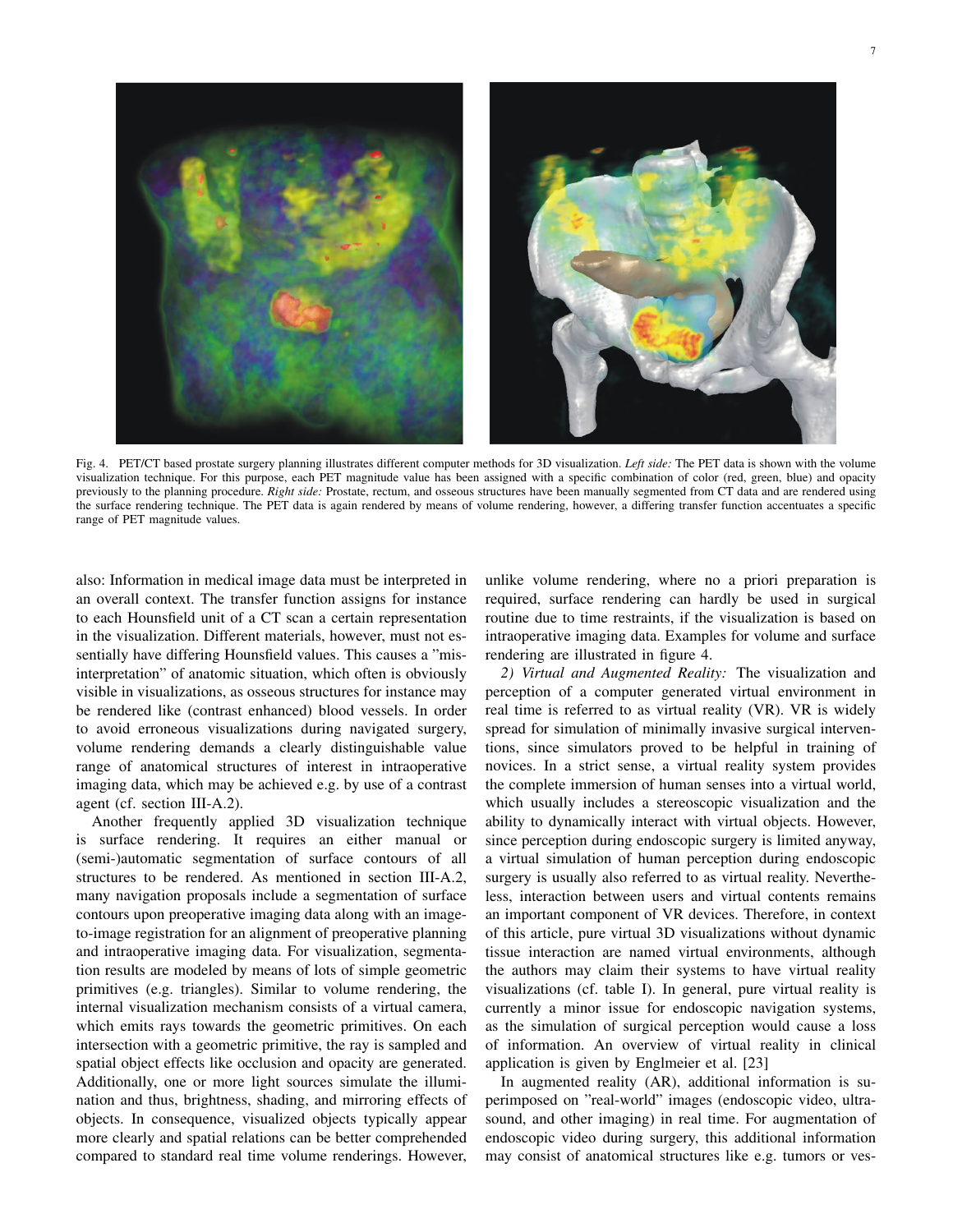Fig. 4. PET/CT based prostate surgery planning illustrates different computer methods for 3D visualization. *Left side:* The PET data is shown with the volume visualization technique. For this purpose, each PET magnitude value has been assigned with a specific combination of color (red, green, blue) and opacity previously to the planning procedure. *Right side:* Prostate, rectum, and osseous structures have been manually segmented from CT data and are rendered using the surface rendering technique. The PET data is again rendered by means of volume rendering, however, a differing transfer function accentuates a specific range of PET magnitude values.

also: Information in medical image data must be interpreted in an overall context. The transfer function assigns for instance to each Hounsfield unit of a CT scan a certain representation in the visualization. Different materials, however, must not essentially have differing Hounsfield values. This causes a "misinterpretation" of anatomic situation, which often is obviously visible in visualizations, as osseous structures for instance may be rendered like (contrast enhanced) blood vessels. In order to avoid erroneous visualizations during navigated surgery, volume rendering demands a clearly distinguishable value range of anatomical structures of interest in intraoperative imaging data, which may be achieved e.g. by use of a contrast agent (cf. section III-A.2).

Another frequently applied 3D visualization technique is surface rendering. It requires an either manual or (semi-)automatic segmentation of surface contours of all structures to be rendered. As mentioned in section III-A.2, many navigation proposals include a segmentation of surface contours upon preoperative imaging data along with an image-to-image registration for an alignment of preoperative planning and intraoperative imaging data. For visualization, segmentation results are modeled by means of lots of simple geometric primitives (e.g. triangles). Similar to volume rendering, the internal visualization mechanism consists of a virtual camera, which emits rays towards the geometric primitives. On each intersection with a geometric primitive, the ray is sampled and spatial object effects like occlusion and opacity are generated. Additionally, one or more light sources simulate the illumination and thus, brightness, shading, and mirroring effects of objects. In consequence, visualized objects typically appear more clearly and spatial relations can be better comprehended compared to standard real time volume renderings. However, unlike volume rendering, where no a priori preparation is required, surface rendering can hardly be used in surgical routine due to time restraints, if the visualization is based on intraoperative imaging data. Examples for volume and surface rendering are illustrated in figure 4.

*2) Virtual and Augmented Reality:* The visualization and perception of a computer generated virtual environment in real time is referred to as virtual reality (VR). VR is widely spread for simulation of minimally invasive surgical interventions, since simulators proved to be helpful in training of novices. In a strict sense, a virtual reality system provides the complete immersion of human senses into a virtual world, which usually includes a stereoscopic visualization and the ability to dynamically interact with virtual objects. However, since perception during endoscopic surgery is limited anyway, a virtual simulation of human perception during endoscopic surgery is usually also referred to as virtual reality. Nevertheless, interaction between users and virtual contents remains an important component of VR devices. Therefore, in context of this article, pure virtual 3D visualizations without dynamic tissue interaction are named virtual environments, although the authors may claim their systems to have virtual reality visualizations (cf. table I). In general, pure virtual reality is currently a minor issue for endoscopic navigation systems, as the simulation of surgical perception would cause a loss of information. An overview of virtual reality in clinical application is given by Englmeier et al. [23]

In augmented reality (AR), additional information is superimposed on "real-world" images (endoscopic video, ultrasound, and other imaging) in real time. For augmentation of endoscopic video during surgery, this additional information may consist of anatomical structures like e.g. tumors or ves-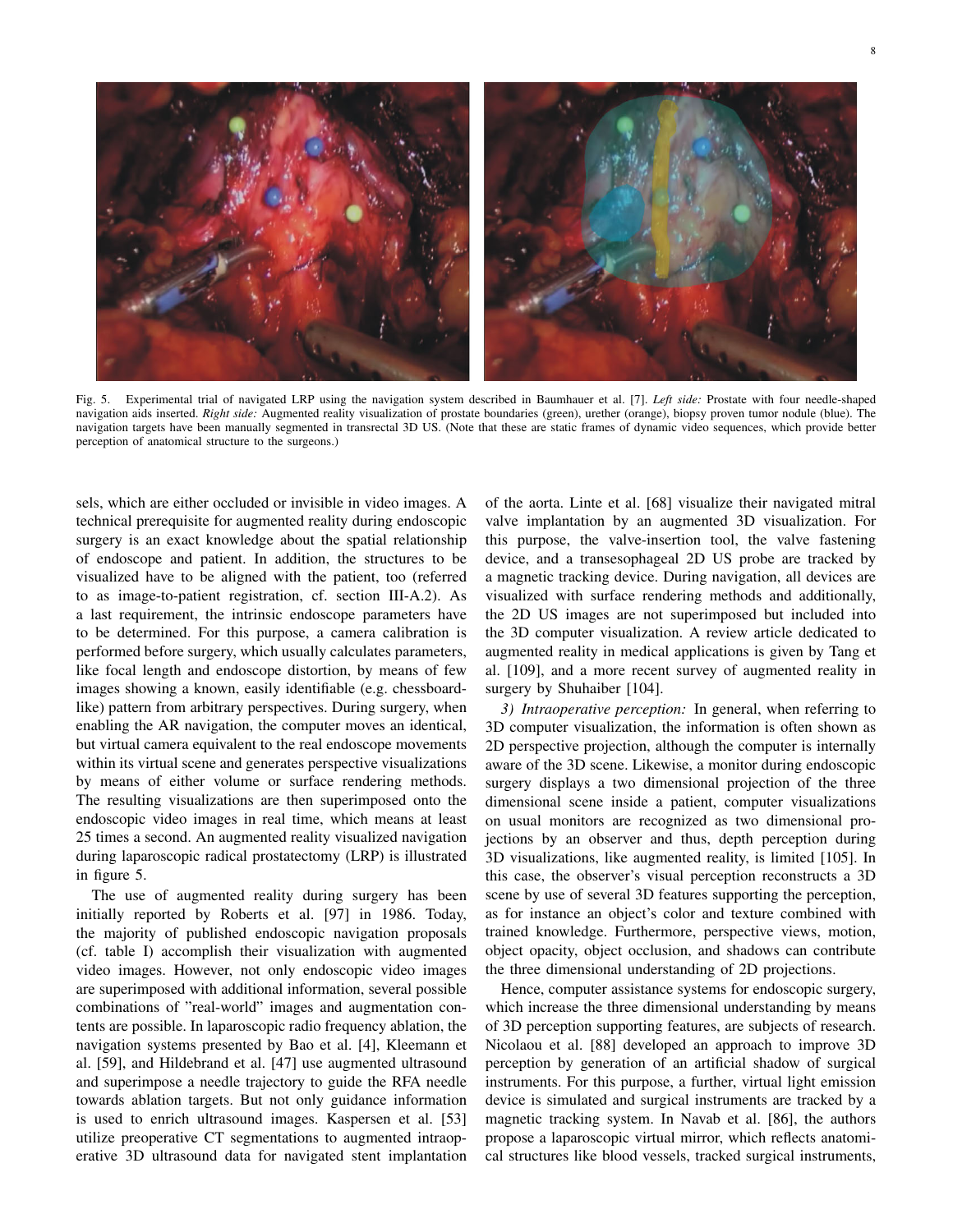Fig. 5. Experimental trial of navigated LRP using the navigation system described in Baumhauer et al. [7]. *Left side:* Prostate with four needle-shaped navigation aids inserted. *Right side:* Augmented reality visualization of prostate boundaries (green), urether (orange), biopsy proven tumor nodule (blue). The navigation targets have been manually segmented in transrectal 3D US. (Note that these are static frames of dynamic video sequences, which provide better perception of anatomical structure to the surgeons.)

sels, which are either occluded or invisible in video images. A technical prerequisite for augmented reality during endoscopic surgery is an exact knowledge about the spatial relationship of endoscope and patient. In addition, the structures to be visualized have to be aligned with the patient, too (referred to as image-to-patient registration, cf. section III-A.2). As a last requirement, the intrinsic endoscope parameters have to be determined. For this purpose, a camera calibration is performed before surgery, which usually calculates parameters, like focal length and endoscope distortion, by means of few images showing a known, easily identifiable (e.g. chessboard-like) pattern from arbitrary perspectives. During surgery, when enabling the AR navigation, the computer moves an identical, but virtual camera equivalent to the real endoscope movements within its virtual scene and generates perspective visualizations by means of either volume or surface rendering methods. The resulting visualizations are then superimposed onto the endoscopic video images in real time, which means at least 25 times a second. An augmented reality visualized navigation during laparoscopic radical prostatectomy (LRP) is illustrated in figure 5.

The use of augmented reality during surgery has been initially reported by Roberts et al. [97] in 1986. Today, the majority of published endoscopic navigation proposals (cf. table I) accomplish their visualization with augmented video images. However, not only endoscopic video images are superimposed with additional information, several possible combinations of "real-world" images and augmentation contents are possible. In laparoscopic radio frequency ablation, the navigation systems presented by Bao et al. [4], Kleemann et al. [59], and Hildebrand et al. [47] use augmented ultrasound and superimpose a needle trajectory to guide the RFA needle towards ablation targets. But not only guidance information is used to enrich ultrasound images. Kaspersen et al. [53] utilize preoperative CT segmentations to augmented intraoperative 3D ultrasound data for navigated stent implantation of the aorta. Linte et al. [68] visualize their navigated mitral valve implantation by an augmented 3D visualization. For this purpose, the valve-insertion tool, the valve fastening device, and a transesophageal 2D US probe are tracked by a magnetic tracking device. During navigation, all devices are visualized with surface rendering methods and additionally, the 2D US images are not superimposed but included into the 3D computer visualization. A review article dedicated to augmented reality in medical applications is given by Tang et al. [109], and a more recent survey of augmented reality in surgery by Shuhaiber [104].

*3) Intraoperative perception:* In general, when referring to 3D computer visualization, the information is often shown as 2D perspective projection, although the computer is internally aware of the 3D scene. Likewise, a monitor during endoscopic surgery displays a two dimensional projection of the three dimensional scene inside a patient, computer visualizations on usual monitors are recognized as two dimensional projections by an observer and thus, depth perception during 3D visualizations, like augmented reality, is limited [105]. In this case, the observer's visual perception reconstructs a 3D scene by use of several 3D features supporting the perception, as for instance an object's color and texture combined with trained knowledge. Furthermore, perspective views, motion, object opacity, object occlusion, and shadows can contribute the three dimensional understanding of 2D projections.

Hence, computer assistance systems for endoscopic surgery, which increase the three dimensional understanding by means of 3D perception supporting features, are subjects of research. Nicolaou et al. [88] developed an approach to improve 3D perception by generation of an artificial shadow of surgical instruments. For this purpose, a further, virtual light emission device is simulated and surgical instruments are tracked by a magnetic tracking system. In Navab et al. [86], the authors propose a laparoscopic virtual mirror, which reflects anatomical structures like blood vessels, tracked surgical instruments,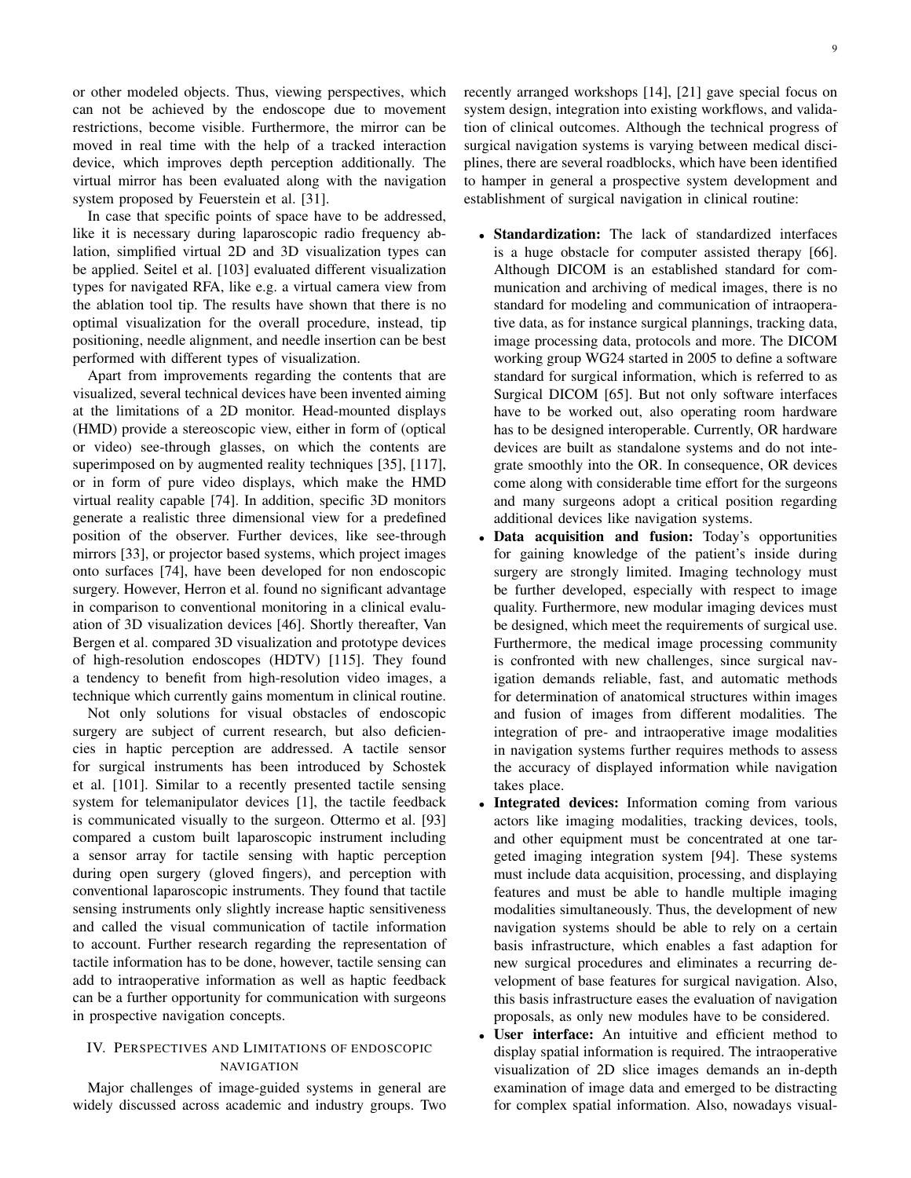or other modeled objects. Thus, viewing perspectives, which can not be achieved by the endoscope due to movement restrictions, become visible. Furthermore, the mirror can be moved in real time with the help of a tracked interaction device, which improves depth perception additionally. The virtual mirror has been evaluated along with the navigation system proposed by Feuerstein et al. [31].

In case that specific points of space have to be addressed, like it is necessary during laparoscopic radio frequency ablation, simplified virtual 2D and 3D visualization types can be applied. Seitel et al. [103] evaluated different visualization types for navigated RFA, like e.g. a virtual camera view from the ablation tool tip. The results have shown that there is no optimal visualization for the overall procedure, instead, tip positioning, needle alignment, and needle insertion can be best performed with different types of visualization.

Apart from improvements regarding the contents that are visualized, several technical devices have been invented aiming at the limitations of a 2D monitor. Head-mounted displays (HMD) provide a stereoscopic view, either in form of (optical or video) see-through glasses, on which the contents are superimposed on by augmented reality techniques [35], [117], or in form of pure video displays, which make the HMD virtual reality capable [74]. In addition, specific 3D monitors generate a realistic three dimensional view for a predefined position of the observer. Further devices, like see-through mirrors [33], or projector based systems, which project images onto surfaces [74], have been developed for non endoscopic surgery. However, Herron et al. found no significant advantage in comparison to conventional monitoring in a clinical evaluation of 3D visualization devices [46]. Shortly thereafter, Van Bergen et al. compared 3D visualization and prototype devices of high-resolution endoscopes (HDTV) [115]. They found a tendency to benefit from high-resolution video images, a technique which currently gains momentum in clinical routine.

Not only solutions for visual obstacles of endoscopic surgery are subject of current research, but also deficiencies in haptic perception are addressed. A tactile sensor for surgical instruments has been introduced by Schostek et al. [101]. Similar to a recently presented tactile sensing system for telemanipulator devices [1], the tactile feedback is communicated visually to the surgeon. Ottermo et al. [93] compared a custom built laparoscopic instrument including a sensor array for tactile sensing with haptic perception during open surgery (gloved fingers), and perception with conventional laparoscopic instruments. They found that tactile sensing instruments only slightly increase haptic sensitiveness and called the visual communication of tactile information to account. Further research regarding the representation of tactile information has to be done, however, tactile sensing can add to intraoperative information as well as haptic feedback can be a further opportunity for communication with surgeons in prospective navigation concepts.

## IV. Perspectives and Limitations of Endoscopic Navigation

Major challenges of image-guided systems in general are widely discussed across academic and industry groups. Two recently arranged workshops [14], [21] gave special focus on system design, integration into existing workflows, and validation of clinical outcomes. Although the technical progress of surgical navigation systems is varying between medical disciplines, there are several roadblocks, which have been identified to hamper in general a prospective system development and establishment of surgical navigation in clinical routine:

- **Standardization:** The lack of standardized interfaces is a huge obstacle for computer assisted therapy [66]. Although DICOM is an established standard for communication and archiving of medical images, there is no standard for modeling and communication of intraoperative data, as for instance surgical plannings, tracking data, image processing data, protocols and more. The DICOM working group WG24 started in 2005 to define a software standard for surgical information, which is referred to as Surgical DICOM [65]. But not only software interfaces have to be worked out, also operating room hardware has to be designed interoperable. Currently, OR hardware devices are built as standalone systems and do not integrate smoothly into the OR. In consequence, OR devices come along with considerable time effort for the surgeons and many surgeons adopt a critical position regarding additional devices like navigation systems.
- **Data acquisition and fusion:** Today's opportunities for gaining knowledge of the patient's inside during surgery are strongly limited. Imaging technology must be further developed, especially with respect to image quality. Furthermore, new modular imaging devices must be designed, which meet the requirements of surgical use. Furthermore, the medical image processing community is confronted with new challenges, since surgical navigation demands reliable, fast, and automatic methods for determination of anatomical structures within images and fusion of images from different modalities. The integration of pre- and intraoperative image modalities in navigation systems further requires methods to assess the accuracy of displayed information while navigation takes place.
- **Integrated devices:** Information coming from various actors like imaging modalities, tracking devices, tools, and other equipment must be concentrated at one targeted imaging integration system [94]. These systems must include data acquisition, processing, and displaying features and must be able to handle multiple imaging modalities simultaneously. Thus, the development of new navigation systems should be able to rely on a certain basis infrastructure, which enables a fast adaption for new surgical procedures and eliminates a recurring development of base features for surgical navigation. Also, this basis infrastructure eases the evaluation of navigation proposals, as only new modules have to be considered.
- **User interface:** An intuitive and efficient method to display spatial information is required. The intraoperative visualization of 2D slice images demands an in-depth examination of image data and emerged to be distracting for complex spatial information. Also, nowadays visual-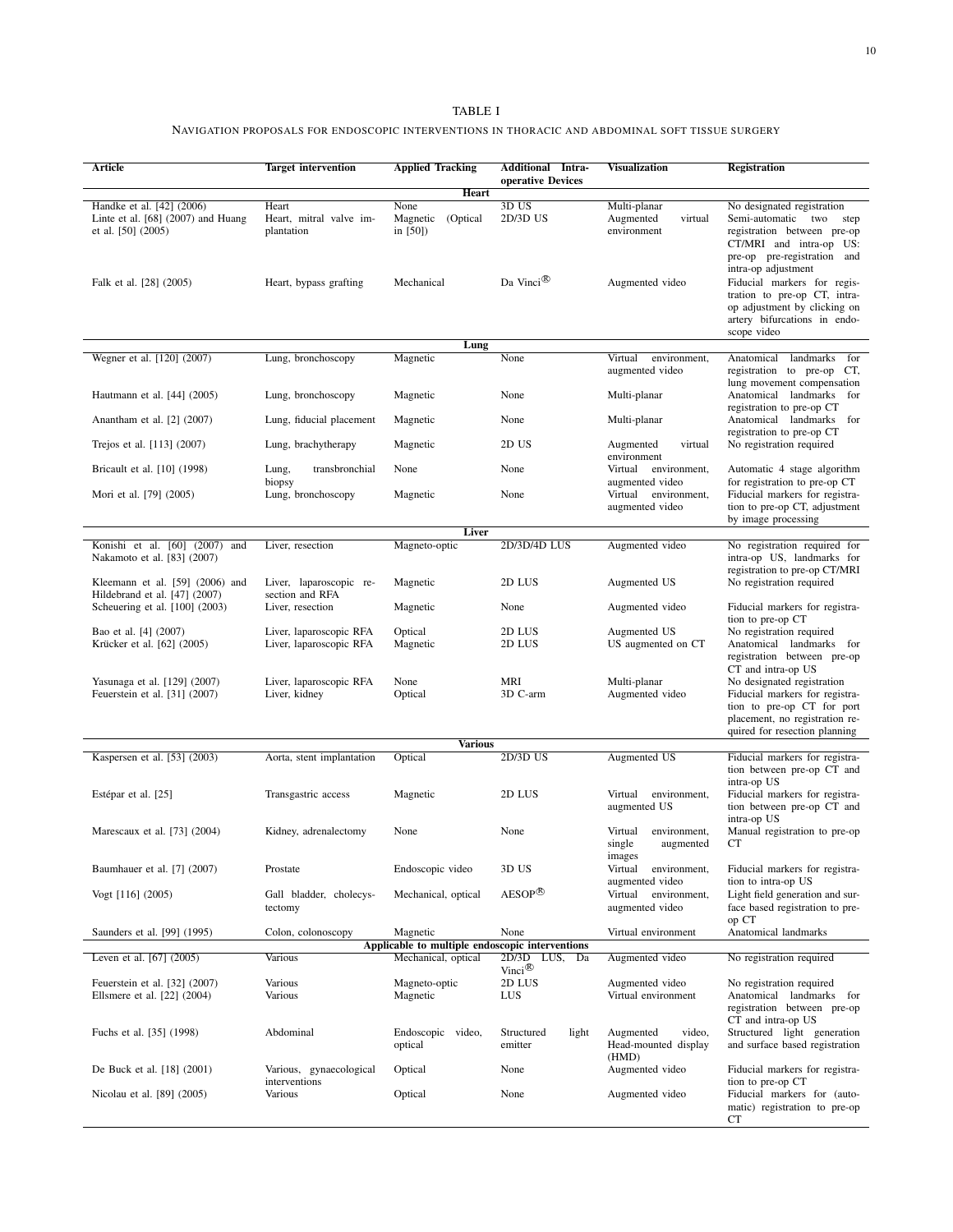TABLE I

NAVIGATION PROPOSALS FOR ENDOSCOPIC INTERVENTIONS IN THORACIC AND ABDOMINAL SOFT TISSUE SURGERY

| Article | Target intervention | Applied Tracking | Additional Intra-operative Devices | Visualization | Registration |
|---|---|---|---|---|---|
| **Heart** | | | | | |
| Handke et al. [42] (2006) | Heart | None | 3D US | Multi-planar | No designated registration |
| Linte et al. [68] (2007) and Huang et al. [50] (2005) | Heart, mitral valve implantation | Magnetic (Optical in [50]) | 2D/3D US | Augmented virtual environment | Semi-automatic two step registration between pre-op CT/MRI and intra-op US: pre-op pre-registration and intra-op adjustment |
| Falk et al. [28] (2005) | Heart, bypass grafting | Mechanical | Da Vinci® | Augmented video | Fiducial markers for registration to pre-op CT, intra-op adjustment by clicking on artery bifurcations in endoscope video |
| **Lung** | | | | | |
| Wegner et al. [120] (2007) | Lung, bronchoscopy | Magnetic | None | Virtual environment, augmented video | Anatomical landmarks for registration to pre-op CT, lung movement compensation |
| Hautmann et al. [44] (2005) | Lung, bronchoscopy | Magnetic | None | Multi-planar | Anatomical landmarks for registration to pre-op CT |
| Anantham et al. [2] (2007) | Lung, fiducial placement | Magnetic | None | Multi-planar | Anatomical landmarks for registration to pre-op CT |
| Trejos et al. [113] (2007) | Lung, brachytherapy | Magnetic | 2D US | Augmented virtual environment | No registration required |
| Bricault et al. [10] (1998) | Lung, transbronchial biopsy | None | None | Virtual environment, augmented video | Automatic 4 stage algorithm for registration to pre-op CT |
| Mori et al. [79] (2005) | Lung, bronchoscopy | Magnetic | None | Virtual environment, augmented video | Fiducial markers for registration to pre-op CT, adjustment by image processing |
| **Liver** | | | | | |
| Konishi et al. [60] (2007) and Nakamoto et al. [83] (2007) | Liver, resection | Magneto-optic | 2D/3D/4D LUS | Augmented video | No registration required for intra-op US, landmarks for registration to pre-op CT/MRI |
| Kleemann et al. [59] (2006) and Hildebrand et al. [47] (2007) | Liver, laparoscopic resection and RFA | Magnetic | 2D LUS | Augmented US | No registration required |
| Scheuering et al. [100] (2003) | Liver, resection | Magnetic | None | Augmented video | Fiducial markers for registration to pre-op CT |
| Bao et al. [4] (2007) | Liver, laparoscopic RFA | Optical | 2D LUS | Augmented US | No registration required |
| Krücker et al. [62] (2005) | Liver, laparoscopic RFA | Magnetic | 2D LUS | US augmented on CT | Anatomical landmarks for registration between pre-op CT and intra-op US |
| Yasunaga et al. [129] (2007) | Liver, laparoscopic RFA | None | MRI | Multi-planar | No designated registration |
| Feuerstein et al. [31] (2007) | Liver, kidney | Optical | 3D C-arm | Augmented video | Fiducial markers for registration to pre-op CT for port placement, no registration required for resection planning |
| **Various** | | | | | |
| Kaspersen et al. [53] (2003) | Aorta, stent implantation | Optical | 2D/3D US | Augmented US | Fiducial markers for registration between pre-op CT and intra-op US |
| Estépar et al. [25] | Transgastric access | Magnetic | 2D LUS | Virtual environment, augmented US | Fiducial markers for registration between pre-op CT and intra-op US |
| Marescaux et al. [73] (2004) | Kidney, adrenalectomy | None | None | Virtual environment, single augmented images | Manual registration to pre-op CT |
| Baumhauer et al. [7] (2007) | Prostate | Endoscopic video | 3D US | Virtual environment, augmented video | Fiducial markers for registration to intra-op US |
| Vogt [116] (2005) | Gall bladder, cholecystectomy | Mechanical, optical | AESOP® | Virtual environment, augmented video | Light field generation and surface based registration to pre-op CT |
| Saunders et al. [99] (1995) | Colon, colonoscopy | Magnetic | None | Virtual environment | Anatomical landmarks |
| **Applicable to multiple endoscopic interventions** | | | | | |
| Leven et al. [67] (2005) | Various | Mechanical, optical | 2D/3D LUS, Da Vinci® | Augmented video | No registration required |
| Feuerstein et al. [32] (2007) | Various | Magneto-optic | 2D LUS | Augmented video | No registration required |
| Ellsmere et al. [22] (2004) | Various | Magnetic | LUS | Virtual environment | Anatomical landmarks for registration between pre-op CT and intra-op US |
| Fuchs et al. [35] (1998) | Abdominal | Endoscopic video, optical | Structured light emitter | Augmented video, Head-mounted display (HMD) | Structured light generation and surface based registration |
| De Buck et al. [18] (2001) | Various, gynaecological interventions | Optical | None | Augmented video | Fiducial markers for registration to pre-op CT |
| Nicolau et al. [89] (2005) | Various | Optical | None | Augmented video | Fiducial markers for (automatic) registration to pre-op CT |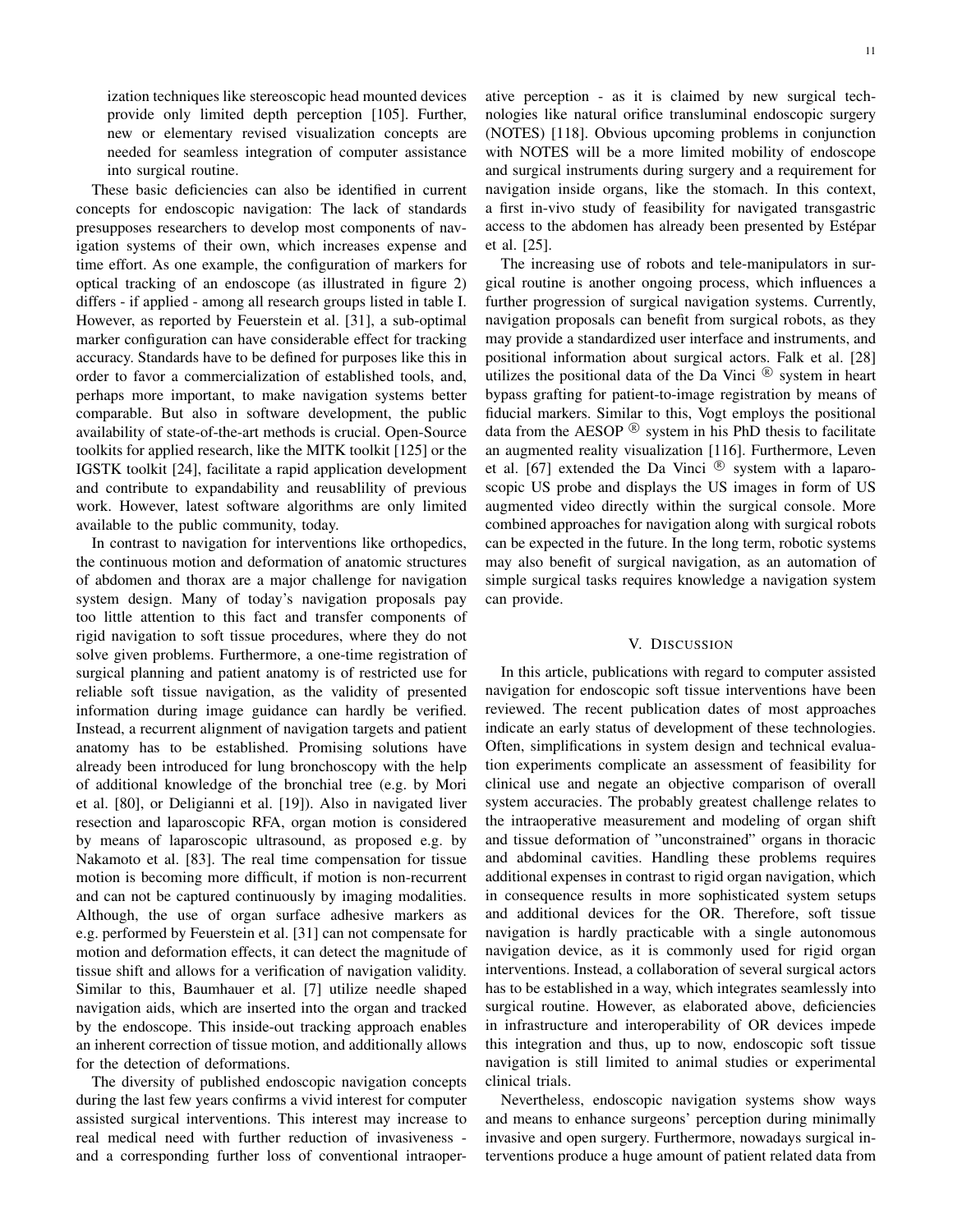ization techniques like stereoscopic head mounted devices provide only limited depth perception [105]. Further, new or elementary revised visualization concepts are needed for seamless integration of computer assistance into surgical routine.

These basic deficiencies can also be identified in current concepts for endoscopic navigation: The lack of standards presupposes researchers to develop most components of navigation systems of their own, which increases expense and time effort. As one example, the configuration of markers for optical tracking of an endoscope (as illustrated in figure 2) differs - if applied - among all research groups listed in table I. However, as reported by Feuerstein et al. [31], a sub-optimal marker configuration can have considerable effect for tracking accuracy. Standards have to be defined for purposes like this in order to favor a commercialization of established tools, and, perhaps more important, to make navigation systems better comparable. But also in software development, the public availability of state-of-the-art methods is crucial. Open-Source toolkits for applied research, like the MITK toolkit [125] or the IGSTK toolkit [24], facilitate a rapid application development and contribute to expandability and reusablility of previous work. However, latest software algorithms are only limited available to the public community, today.

In contrast to navigation for interventions like orthopedics, the continuous motion and deformation of anatomic structures of abdomen and thorax are a major challenge for navigation system design. Many of today's navigation proposals pay too little attention to this fact and transfer components of rigid navigation to soft tissue procedures, where they do not solve given problems. Furthermore, a one-time registration of surgical planning and patient anatomy is of restricted use for reliable soft tissue navigation, as the validity of presented information during image guidance can hardly be verified. Instead, a recurrent alignment of navigation targets and patient anatomy has to be established. Promising solutions have already been introduced for lung bronchoscopy with the help of additional knowledge of the bronchial tree (e.g. by Mori et al. [80], or Deligianni et al. [19]). Also in navigated liver resection and laparoscopic RFA, organ motion is considered by means of laparoscopic ultrasound, as proposed e.g. by Nakamoto et al. [83]. The real time compensation for tissue motion is becoming more difficult, if motion is non-recurrent and can not be captured continuously by imaging modalities. Although, the use of organ surface adhesive markers as e.g. performed by Feuerstein et al. [31] can not compensate for motion and deformation effects, it can detect the magnitude of tissue shift and allows for a verification of navigation validity. Similar to this, Baumhauer et al. [7] utilize needle shaped navigation aids, which are inserted into the organ and tracked by the endoscope. This inside-out tracking approach enables an inherent correction of tissue motion, and additionally allows for the detection of deformations.

The diversity of published endoscopic navigation concepts during the last few years confirms a vivid interest for computer assisted surgical interventions. This interest may increase to real medical need with further reduction of invasiveness - and a corresponding further loss of conventional intraoperative perception - as it is claimed by new surgical technologies like natural orifice transluminal endoscopic surgery (NOTES) [118]. Obvious upcoming problems in conjunction with NOTES will be a more limited mobility of endoscope and surgical instruments during surgery and a requirement for navigation inside organs, like the stomach. In this context, a first in-vivo study of feasibility for navigated transgastric access to the abdomen has already been presented by Estépar et al. [25].

The increasing use of robots and tele-manipulators in surgical routine is another ongoing process, which influences a further progression of surgical navigation systems. Currently, navigation proposals can benefit from surgical robots, as they may provide a standardized user interface and instruments, and positional information about surgical actors. Falk et al. [28] utilizes the positional data of the Da Vinci ® system in heart bypass grafting for patient-to-image registration by means of fiducial markers. Similar to this, Vogt employs the positional data from the AESOP ® system in his PhD thesis to facilitate an augmented reality visualization [116]. Furthermore, Leven et al. [67] extended the Da Vinci ® system with a laparoscopic US probe and displays the US images in form of US augmented video directly within the surgical console. More combined approaches for navigation along with surgical robots can be expected in the future. In the long term, robotic systems may also benefit of surgical navigation, as an automation of simple surgical tasks requires knowledge a navigation system can provide.

## V. Discussion

In this article, publications with regard to computer assisted navigation for endoscopic soft tissue interventions have been reviewed. The recent publication dates of most approaches indicate an early status of development of these technologies. Often, simplifications in system design and technical evaluation experiments complicate an assessment of feasibility for clinical use and negate an objective comparison of overall system accuracies. The probably greatest challenge relates to the intraoperative measurement and modeling of organ shift and tissue deformation of "unconstrained" organs in thoracic and abdominal cavities. Handling these problems requires additional expenses in contrast to rigid organ navigation, which in consequence results in more sophisticated system setups and additional devices for the OR. Therefore, soft tissue navigation is hardly practicable with a single autonomous navigation device, as it is commonly used for rigid organ interventions. Instead, a collaboration of several surgical actors has to be established in a way, which integrates seamlessly into surgical routine. However, as elaborated above, deficiencies in infrastructure and interoperability of OR devices impede this integration and thus, up to now, endoscopic soft tissue navigation is still limited to animal studies or experimental clinical trials.

Nevertheless, endoscopic navigation systems show ways and means to enhance surgeons' perception during minimally invasive and open surgery. Furthermore, nowadays surgical interventions produce a huge amount of patient related data from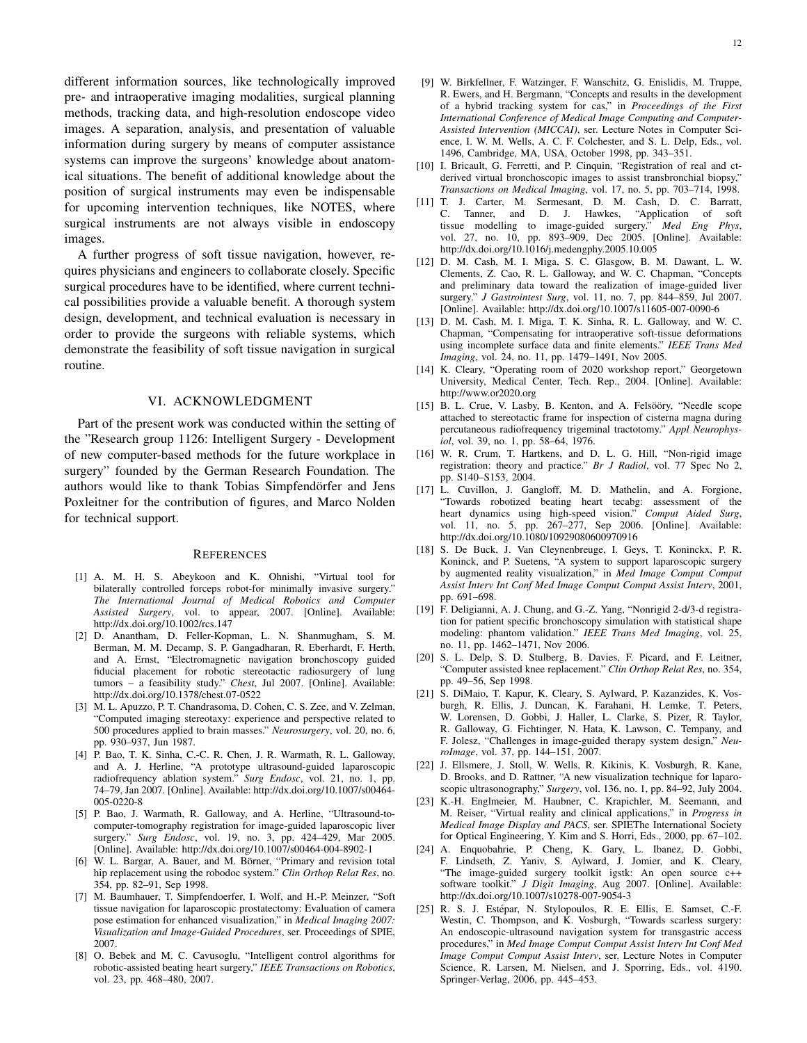different information sources, like technologically improved pre- and intraoperative imaging modalities, surgical planning methods, tracking data, and high-resolution endoscope video images. A separation, analysis, and presentation of valuable information during surgery by means of computer assistance systems can improve the surgeons' knowledge about anatomical situations. The benefit of additional knowledge about the position of surgical instruments may even be indispensable for upcoming intervention techniques, like NOTES, where surgical instruments are not always visible in endoscopy images.

A further progress of soft tissue navigation, however, requires physicians and engineers to collaborate closely. Specific surgical procedures have to be identified, where current technical possibilities provide a valuable benefit. A thorough system design, development, and technical evaluation is necessary in order to provide the surgeons with reliable systems, which demonstrate the feasibility of soft tissue navigation in surgical routine.

## VI. ACKNOWLEDGMENT

Part of the present work was conducted within the setting of the "Research group 1126: Intelligent Surgery - Development of new computer-based methods for the future workplace in surgery" founded by the German Research Foundation. The authors would like to thank Tobias Simpfendörfer and Jens Poxleitner for the contribution of figures, and Marco Nolden for technical support.

## REFERENCES

[1] A. M. H. S. Abeykoon and K. Ohnishi, "Virtual tool for bilaterally controlled forceps robot-for minimally invasive surgery." *The International Journal of Medical Robotics and Computer Assisted Surgery*, vol. to appear, 2007. [Online]. Available: http://dx.doi.org/10.1002/rcs.147

[2] D. Anantham, D. Feller-Kopman, L. N. Shanmugham, S. M. Berman, M. M. Decamp, S. P. Gangadharan, R. Eberhardt, F. Herth, and A. Ernst, "Electromagnetic navigation bronchoscopy guided fiducial placement for robotic stereotactic radiosurgery of lung tumors – a feasibility study." *Chest*, Jul 2007. [Online]. Available: http://dx.doi.org/10.1378/chest.07-0522

[3] M. L. Apuzzo, P. T. Chandrasoma, D. Cohen, C. S. Zee, and V. Zelman, "Computed imaging stereotaxy: experience and perspective related to 500 procedures applied to brain masses." *Neurosurgery*, vol. 20, no. 6, pp. 930–937, Jun 1987.

[4] P. Bao, T. K. Sinha, C.-C. R. Chen, J. R. Warmath, R. L. Galloway, and A. J. Herline, "A prototype ultrasound-guided laparoscopic radiofrequency ablation system." *Surg Endosc*, vol. 21, no. 1, pp. 74–79, Jan 2007. [Online]. Available: http://dx.doi.org/10.1007/s00464-005-0220-8

[5] P. Bao, J. Warmath, R. Galloway, and A. Herline, "Ultrasound-to-computer-tomography registration for image-guided laparoscopic liver surgery." *Surg Endosc*, vol. 19, no. 3, pp. 424–429, Mar 2005. [Online]. Available: http://dx.doi.org/10.1007/s00464-004-8902-1

[6] W. L. Bargar, A. Bauer, and M. Börner, "Primary and revision total hip replacement using the robodoc system." *Clin Orthop Relat Res*, no. 354, pp. 82–91, Sep 1998.

[7] M. Baumhauer, T. Simpfendoerfer, I. Wolf, and H.-P. Meinzer, "Soft tissue navigation for laparoscopic prostatectomy: Evaluation of camera pose estimation for enhanced visualization," in *Medical Imaging 2007: Visualization and Image-Guided Procedures*, ser. Proceedings of SPIE, 2007.

[8] O. Bebek and M. C. Cavusoglu, "Intelligent control algorithms for robotic-assisted beating heart surgery," *IEEE Transactions on Robotics*, vol. 23, pp. 468–480, 2007.

[9] W. Birkfellner, F. Watzinger, F. Wanschitz, G. Enislidis, M. Truppe, R. Ewers, and H. Bergmann, "Concepts and results in the development of a hybrid tracking system for cas," in *Proceedings of the First International Conference of Medical Image Computing and Computer-Assisted Intervention (MICCAI)*, ser. Lecture Notes in Computer Science, I. W. M. Wells, A. C. F. Colchester, and S. L. Delp, Eds., vol. 1496, Cambridge, MA, USA, October 1998, pp. 343–351.

[10] I. Bricault, G. Ferretti, and P. Cinquin, "Registration of real and ct-derived virtual bronchoscopic images to assist transbronchial biopsy," *Transactions on Medical Imaging*, vol. 17, no. 5, pp. 703–714, 1998.

[11] T. J. Carter, M. Sermesant, D. M. Cash, D. C. Barratt, C. Tanner, and D. J. Hawkes, "Application of soft tissue modelling to image-guided surgery." *Med Eng Phys*, vol. 27, no. 10, pp. 893–909, Dec 2005. [Online]. Available: http://dx.doi.org/10.1016/j.medengphy.2005.10.005

[12] D. M. Cash, M. I. Miga, S. C. Glasgow, B. M. Dawant, L. W. Clements, Z. Cao, R. L. Galloway, and W. C. Chapman, "Concepts and preliminary data toward the realization of image-guided liver surgery." *J Gastrointest Surg*, vol. 11, no. 7, pp. 844–859, Jul 2007. [Online]. Available: http://dx.doi.org/10.1007/s11605-007-0090-6

[13] D. M. Cash, M. I. Miga, T. K. Sinha, R. L. Galloway, and W. C. Chapman, "Compensating for intraoperative soft-tissue deformations using incomplete surface data and finite elements." *IEEE Trans Med Imaging*, vol. 24, no. 11, pp. 1479–1491, Nov 2005.

[14] K. Cleary, "Operating room of 2020 workshop report," Georgetown University, Medical Center, Tech. Rep., 2004. [Online]. Available: http://www.or2020.org

[15] B. L. Crue, V. Lasby, B. Kenton, and A. Felsööry, "Needle scope attached to stereotactic frame for inspection of cisterna magna during percutaneous radiofrequency trigeminal tractotomy." *Appl Neurophysiol*, vol. 39, no. 1, pp. 58–64, 1976.

[16] W. R. Crum, T. Hartkens, and D. L. G. Hill, "Non-rigid image registration: theory and practice." *Br J Radiol*, vol. 77 Spec No 2, pp. S140–S153, 2004.

[17] L. Cuvillon, J. Gangloff, M. D. Mathelin, and A. Forgione, "Towards robotized beating heart tecabg: assessment of the heart dynamics using high-speed vision." *Comput Aided Surg*, vol. 11, no. 5, pp. 267–277, Sep 2006. [Online]. Available: http://dx.doi.org/10.1080/10929080600970916

[18] S. De Buck, J. Van Cleynenbreuge, I. Geys, T. Koninckx, P. R. Koninck, and P. Suetens, "A system to support laparoscopic surgery by augmented reality visualization," in *Med Image Comput Comput Assist Interv Int Conf Med Image Comput Comput Assist Interv*, 2001, pp. 691–698.

[19] F. Deligianni, A. J. Chung, and G.-Z. Yang, "Nonrigid 2-d/3-d registration for patient specific bronchoscopy simulation with statistical shape modeling: phantom validation." *IEEE Trans Med Imaging*, vol. 25, no. 11, pp. 1462–1471, Nov 2006.

[20] S. L. Delp, S. D. Stulberg, B. Davies, F. Picard, and F. Leitner, "Computer assisted knee replacement." *Clin Orthop Relat Res*, no. 354, pp. 49–56, Sep 1998.

[21] S. DiMaio, T. Kapur, K. Cleary, S. Aylward, P. Kazanzides, K. Vosburgh, R. Ellis, J. Duncan, K. Farahani, H. Lemke, T. Peters, W. Lorensen, D. Gobbi, J. Haller, L. Clarke, S. Pizer, R. Taylor, R. Galloway, G. Fichtinger, N. Hata, K. Lawson, C. Tempany, and F. Jolesz, "Challenges in image-guided therapy system design," *NeuroImage*, vol. 37, pp. 144–151, 2007.

[22] J. Ellsmere, J. Stoll, W. Wells, R. Kikinis, K. Vosburgh, R. Kane, D. Brooks, and D. Rattner, "A new visualization technique for laparoscopic ultrasonography," *Surgery*, vol. 136, no. 1, pp. 84–92, July 2004.

[23] K.-H. Englmeier, M. Haubner, C. Krapichler, M. Seemann, and M. Reiser, "Virtual reality and clinical applications," in *Progress in Medical Image Display and PACS*, ser. SPIEThe International Society for Optical Engineering, Y. Kim and S. Horri, Eds., 2000, pp. 67–102.

[24] A. Enquobahrie, P. Cheng, K. Gary, L. Ibanez, D. Gobbi, F. Lindseth, Z. Yaniv, S. Aylward, J. Jomier, and K. Cleary, "The image-guided surgery toolkit igstk: An open source c++ software toolkit." *J Digit Imaging*, Aug 2007. [Online]. Available: http://dx.doi.org/10.1007/s10278-007-9054-3

[25] R. S. J. Estépar, N. Stylopoulos, R. E. Ellis, E. Samset, C.-F. Westin, C. Thompson, and K. Vosburgh, "Towards scarless surgery: An endoscopic-ultrasound navigation system for transgastric access procedures," in *Med Image Comput Comput Assist Interv Int Conf Med Image Comput Comput Assist Interv*, ser. Lecture Notes in Computer Science, R. Larsen, M. Nielsen, and J. Sporring, Eds., vol. 4190. Springer-Verlag, 2006, pp. 445–453.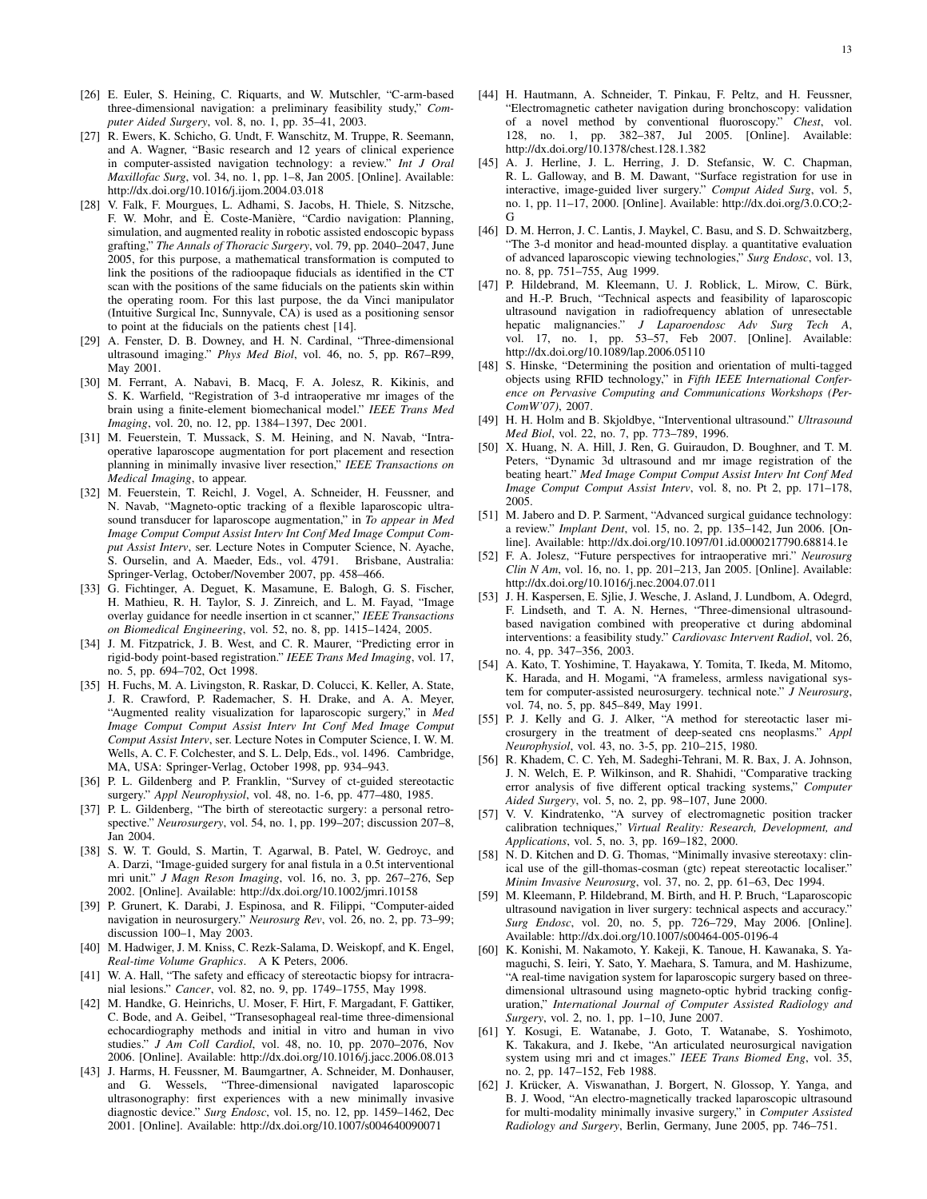[26] E. Euler, S. Heining, C. Riquarts, and W. Mutschler, "C-arm-based three-dimensional navigation: a preliminary feasibility study," *Computer Aided Surgery*, vol. 8, no. 1, pp. 35–41, 2003.

[27] R. Ewers, K. Schicho, G. Undt, F. Wanschitz, M. Truppe, R. Seemann, and A. Wagner, "Basic research and 12 years of clinical experience in computer-assisted navigation technology: a review." *Int J Oral Maxillofac Surg*, vol. 34, no. 1, pp. 1–8, Jan 2005. [Online]. Available: http://dx.doi.org/10.1016/j.ijom.2004.03.018

[28] V. Falk, F. Mourgues, L. Adhami, S. Jacobs, H. Thiele, S. Nitzsche, F. W. Mohr, and È. Coste-Manière, "Cardio navigation: Planning, simulation, and augmented reality in robotic assisted endoscopic bypass grafting," *The Annals of Thoracic Surgery*, vol. 79, pp. 2040–2047, June 2005, for this purpose, a mathematical transformation is computed to link the positions of the radioopaque fiducials as identified in the CT scan with the positions of the same fiducials on the patients skin within the operating room. For this last purpose, the da Vinci manipulator (Intuitive Surgical Inc, Sunnyvale, CA) is used as a positioning sensor to point at the fiducials on the patients chest [14].

[29] A. Fenster, D. B. Downey, and H. N. Cardinal, "Three-dimensional ultrasound imaging." *Phys Med Biol*, vol. 46, no. 5, pp. R67–R99, May 2001.

[30] M. Ferrant, A. Nabavi, B. Macq, F. A. Jolesz, R. Kikinis, and S. K. Warfield, "Registration of 3-d intraoperative mr images of the brain using a finite-element biomechanical model." *IEEE Trans Med Imaging*, vol. 20, no. 12, pp. 1384–1397, Dec 2001.

[31] M. Feuerstein, T. Mussack, S. M. Heining, and N. Navab, "Intraoperative laparoscope augmentation for port placement and resection planning in minimally invasive liver resection," *IEEE Transactions on Medical Imaging*, to appear.

[32] M. Feuerstein, T. Reichl, J. Vogel, A. Schneider, H. Feussner, and N. Navab, "Magneto-optic tracking of a flexible laparoscopic ultrasound transducer for laparoscope augmentation," in *To appear in Med Image Comput Comput Assist Interv Int Conf Med Image Comput Comput Assist Interv*, ser. Lecture Notes in Computer Science, N. Ayache, S. Ourselin, and A. Maeder, Eds., vol. 4791. Brisbane, Australia: Springer-Verlag, October/November 2007, pp. 458–466.

[33] G. Fichtinger, A. Deguet, K. Masamune, E. Balogh, G. S. Fischer, H. Mathieu, R. H. Taylor, S. J. Zinreich, and L. M. Fayad, "Image overlay guidance for needle insertion in ct scanner," *IEEE Transactions on Biomedical Engineering*, vol. 52, no. 8, pp. 1415–1424, 2005.

[34] J. M. Fitzpatrick, J. B. West, and C. R. Maurer, "Predicting error in rigid-body point-based registration." *IEEE Trans Med Imaging*, vol. 17, no. 5, pp. 694–702, Oct 1998.

[35] H. Fuchs, M. A. Livingston, R. Raskar, D. Colucci, K. Keller, A. State, J. R. Crawford, P. Rademacher, S. H. Drake, and A. A. Meyer, "Augmented reality visualization for laparoscopic surgery," in *Med Image Comput Comput Assist Interv Int Conf Med Image Comput Comput Assist Interv*, ser. Lecture Notes in Computer Science, I. W. M. Wells, A. C. F. Colchester, and S. L. Delp, Eds., vol. 1496. Cambridge, MA, USA: Springer-Verlag, October 1998, pp. 934–943.

[36] P. L. Gildenberg and P. Franklin, "Survey of ct-guided stereotactic surgery." *Appl Neurophysiol*, vol. 48, no. 1-6, pp. 477–480, 1985.

[37] P. L. Gildenberg, "The birth of stereotactic surgery: a personal retrospective." *Neurosurgery*, vol. 54, no. 1, pp. 199–207; discussion 207–8, Jan 2004.

[38] S. W. T. Gould, S. Martin, T. Agarwal, B. Patel, W. Gedroyc, and A. Darzi, "Image-guided surgery for anal fistula in a 0.5t interventional mri unit." *J Magn Reson Imaging*, vol. 16, no. 3, pp. 267–276, Sep 2002. [Online]. Available: http://dx.doi.org/10.1002/jmri.10158

[39] P. Grunert, K. Darabi, J. Espinosa, and R. Filippi, "Computer-aided navigation in neurosurgery." *Neurosurg Rev*, vol. 26, no. 2, pp. 73–99; discussion 100–1, May 2003.

[40] M. Hadwiger, J. M. Kniss, C. Rezk-Salama, D. Weiskopf, and K. Engel, *Real-time Volume Graphics*. A K Peters, 2006.

[41] W. A. Hall, "The safety and efficacy of stereotactic biopsy for intracranial lesions." *Cancer*, vol. 82, no. 9, pp. 1749–1755, May 1998.

[42] M. Handke, G. Heinrichs, U. Moser, F. Hirt, F. Margadant, F. Gattiker, C. Bode, and A. Geibel, "Transesophageal real-time three-dimensional echocardiography methods and initial in vitro and human in vivo studies." *J Am Coll Cardiol*, vol. 48, no. 10, pp. 2070–2076, Nov 2006. [Online]. Available: http://dx.doi.org/10.1016/j.jacc.2006.08.013

[43] J. Harms, H. Feussner, M. Baumgartner, A. Schneider, M. Donhauser, and G. Wessels, "Three-dimensional navigated laparoscopic ultrasonography: first experiences with a new minimally invasive diagnostic device." *Surg Endosc*, vol. 15, no. 12, pp. 1459–1462, Dec 2001. [Online]. Available: http://dx.doi.org/10.1007/s004640090071

[44] H. Hautmann, A. Schneider, T. Pinkau, F. Peltz, and H. Feussner, "Electromagnetic catheter navigation during bronchoscopy: validation of a novel method by conventional fluoroscopy." *Chest*, vol. 128, no. 1, pp. 382–387, Jul 2005. [Online]. Available: http://dx.doi.org/10.1378/chest.128.1.382

[45] A. J. Herline, J. L. Herring, J. D. Stefansic, W. C. Chapman, R. L. Galloway, and B. M. Dawant, "Surface registration for use in interactive, image-guided liver surgery." *Comput Aided Surg*, vol. 5, no. 1, pp. 11–17, 2000. [Online]. Available: http://dx.doi.org/3.0.CO;2-G

[46] D. M. Herron, J. C. Lantis, J. Maykel, C. Basu, and S. D. Schwaitzberg, "The 3-d monitor and head-mounted display. a quantitative evaluation of advanced laparoscopic viewing technologies," *Surg Endosc*, vol. 13, no. 8, pp. 751–755, Aug 1999.

[47] P. Hildebrand, M. Kleemann, U. J. Roblick, L. Mirow, C. Bürk, and H.-P. Bruch, "Technical aspects and feasibility of laparoscopic ultrasound navigation in radiofrequency ablation of unresectable hepatic malignancies." *J Laparoendosc Adv Surg Tech A*, vol. 17, no. 1, pp. 53–57, Feb 2007. [Online]. Available: http://dx.doi.org/10.1089/lap.2006.05110

[48] S. Hinske, "Determining the position and orientation of multi-tagged objects using RFID technology," in *Fifth IEEE International Conference on Pervasive Computing and Communications Workshops (PerComW'07)*, 2007.

[49] H. H. Holm and B. Skjoldbye, "Interventional ultrasound." *Ultrasound Med Biol*, vol. 22, no. 7, pp. 773–789, 1996.

[50] X. Huang, N. A. Hill, J. Ren, G. Guiraudon, D. Boughner, and T. M. Peters, "Dynamic 3d ultrasound and mr image registration of the beating heart." *Med Image Comput Comput Assist Interv Int Conf Med Image Comput Comput Assist Interv*, vol. 8, no. Pt 2, pp. 171–178, 2005.

[51] M. Jabero and D. P. Sarment, "Advanced surgical guidance technology: a review." *Implant Dent*, vol. 15, no. 2, pp. 135–142, Jun 2006. [Online]. Available: http://dx.doi.org/10.1097/01.id.0000217790.68814.1e

[52] F. A. Jolesz, "Future perspectives for intraoperative mri." *Neurosurg Clin N Am*, vol. 16, no. 1, pp. 201–213, Jan 2005. [Online]. Available: http://dx.doi.org/10.1016/j.nec.2004.07.011

[53] J. H. Kaspersen, E. Sjlie, J. Wesche, J. Asland, J. Lundbom, A. Odegrd, F. Lindseth, and T. A. N. Hernes, "Three-dimensional ultrasound-based navigation combined with preoperative ct during abdominal interventions: a feasibility study." *Cardiovasc Intervent Radiol*, vol. 26, no. 4, pp. 347–356, 2003.

[54] A. Kato, T. Yoshimine, T. Hayakawa, Y. Tomita, T. Ikeda, M. Mitomo, K. Harada, and H. Mogami, "A frameless, armless navigational system for computer-assisted neurosurgery. technical note." *J Neurosurg*, vol. 74, no. 5, pp. 845–849, May 1991.

[55] P. J. Kelly and G. J. Alker, "A method for stereotactic laser microsurgery in the treatment of deep-seated cns neoplasms." *Appl Neurophysiol*, vol. 43, no. 3-5, pp. 210–215, 1980.

[56] R. Khadem, C. C. Yeh, M. Sadeghi-Tehrani, M. R. Bax, J. A. Johnson, J. N. Welch, E. P. Wilkinson, and R. Shahidi, "Comparative tracking error analysis of five different optical tracking systems," *Computer Aided Surgery*, vol. 5, no. 2, pp. 98–107, June 2000.

[57] V. V. Kindratenko, "A survey of electromagnetic position tracker calibration techniques," *Virtual Reality: Research, Development, and Applications*, vol. 5, no. 3, pp. 169–182, 2000.

[58] N. D. Kitchen and D. G. Thomas, "Minimally invasive stereotaxy: clinical use of the gill-thomas-cosman (gtc) repeat stereotactic localiser." *Minim Invasive Neurosurg*, vol. 37, no. 2, pp. 61–63, Dec 1994.

[59] M. Kleemann, P. Hildebrand, M. Birth, and H. P. Bruch, "Laparoscopic ultrasound navigation in liver surgery: technical aspects and accuracy." *Surg Endosc*, vol. 20, no. 5, pp. 726–729, May 2006. [Online]. Available: http://dx.doi.org/10.1007/s00464-005-0196-4

[60] K. Konishi, M. Nakamoto, Y. Kakeji, K. Tanoue, H. Kawanaka, S. Yamaguchi, S. Ieiri, Y. Sato, Y. Maehara, S. Tamura, and M. Hashizume, "A real-time navigation system for laparoscopic surgery based on three-dimensional ultrasound using magneto-optic hybrid tracking configuration," *International Journal of Computer Assisted Radiology and Surgery*, vol. 2, no. 1, pp. 1–10, June 2007.

[61] Y. Kosugi, E. Watanabe, J. Goto, T. Watanabe, S. Yoshimoto, K. Takakura, and J. Ikebe, "An articulated neurosurgical navigation system using mri and ct images." *IEEE Trans Biomed Eng*, vol. 35, no. 2, pp. 147–152, Feb 1988.

[62] J. Krücker, A. Viswanathan, J. Borgert, N. Glossop, Y. Yanga, and B. J. Wood, "An electro-magnetically tracked laparoscopic ultrasound for multi-modality minimally invasive surgery," in *Computer Assisted Radiology and Surgery*, Berlin, Germany, June 2005, pp. 746–751.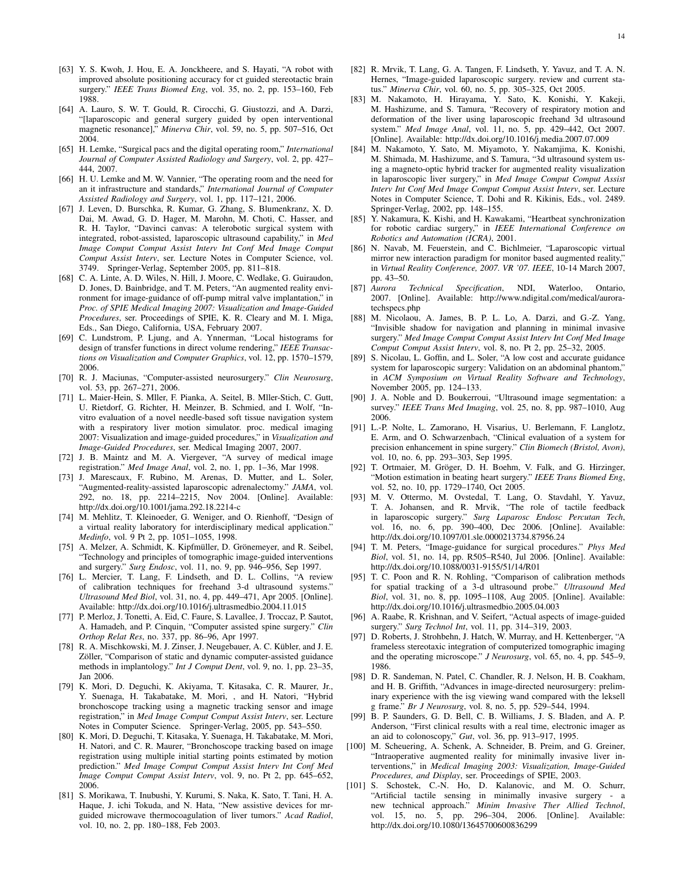[63] Y. S. Kwoh, J. Hou, E. A. Jonckheere, and S. Hayati, "A robot with improved absolute positioning accuracy for ct guided stereotactic brain surgery." *IEEE Trans Biomed Eng*, vol. 35, no. 2, pp. 153–160, Feb 1988.

[64] A. Lauro, S. W. T. Gould, R. Cirocchi, G. Giustozzi, and A. Darzi, "[laparoscopic and general surgery guided by open interventional magnetic resonance]," *Minerva Chir*, vol. 59, no. 5, pp. 507–516, Oct 2004.

[65] H. Lemke, "Surgical pacs and the digital operating room," *International Journal of Computer Assisted Radiology and Surgery*, vol. 2, pp. 427–444, 2007.

[66] H. U. Lemke and M. W. Vannier, "The operating room and the need for an it infrastructure and standards," *International Journal of Computer Assisted Radiology and Surgery*, vol. 1, pp. 117–121, 2006.

[67] J. Leven, D. Burschka, R. Kumar, G. Zhang, S. Blumenkranz, X. D. Dai, M. Awad, G. D. Hager, M. Marohn, M. Choti, C. Hasser, and R. H. Taylor, "Davinci canvas: A telerobotic surgical system with integrated, robot-assisted, laparoscopic ultrasound capability," in *Med Image Comput Comput Assist Interv Int Conf Med Image Comput Comput Assist Interv*, ser. Lecture Notes in Computer Science, vol. 3749. Springer-Verlag, September 2005, pp. 811–818.

[68] C. A. Linte, A. D. Wiles, N. Hill, J. Moore, C. Wedlake, G. Guiraudon, D. Jones, D. Bainbridge, and T. M. Peters, "An augmented reality environment for image-guidance of off-pump mitral valve implantation," in *Proc. of SPIE Medical Imaging 2007: Visualization and Image-Guided Procedures*, ser. Proceedings of SPIE, K. R. Cleary and M. I. Miga, Eds., San Diego, California, USA, February 2007.

[69] C. Lundstrom, P. Ljung, and A. Ynnerman, "Local histograms for design of transfer functions in direct volume rendering," *IEEE Transactions on Visualization and Computer Graphics*, vol. 12, pp. 1570–1579, 2006.

[70] R. J. Maciunas, "Computer-assisted neurosurgery." *Clin Neurosurg*, vol. 53, pp. 267–271, 2006.

[71] L. Maier-Hein, S. Mller, F. Pianka, A. Seitel, B. Mller-Stich, C. Gutt, U. Rietdorf, G. Richter, H. Meinzer, B. Schmied, and I. Wolf, "In-vitro evaluation of a novel needle-based soft tissue navigation system with a respiratory liver motion simulator. proc. medical imaging 2007: Visualization and image-guided procedures," in *Visualization and Image-Guided Procedures*, ser. Medical Imaging 2007, 2007.

[72] J. B. Maintz and M. A. Viergever, "A survey of medical image registration." *Med Image Anal*, vol. 2, no. 1, pp. 1–36, Mar 1998.

[73] J. Marescaux, F. Rubino, M. Arenas, D. Mutter, and L. Soler, "Augmented-reality-assisted laparoscopic adrenalectomy." *JAMA*, vol. 292, no. 18, pp. 2214–2215, Nov 2004. [Online]. Available: http://dx.doi.org/10.1001/jama.292.18.2214-c

[74] M. Mehlitz, T. Kleinoeder, G. Weniger, and O. Rienhoff, "Design of a virtual reality laboratory for interdisciplinary medical application." *Medinfo*, vol. 9 Pt 2, pp. 1051–1055, 1998.

[75] A. Melzer, A. Schmidt, K. Kipfmüller, D. Grönemeyer, and R. Seibel, "Technology and principles of tomographic image-guided interventions and surgery." *Surg Endosc*, vol. 11, no. 9, pp. 946–956, Sep 1997.

[76] L. Mercier, T. Lang, F. Lindseth, and D. L. Collins, "A review of calibration techniques for freehand 3-d ultrasound systems." *Ultrasound Med Biol*, vol. 31, no. 4, pp. 449–471, Apr 2005. [Online]. Available: http://dx.doi.org/10.1016/j.ultrasmedbio.2004.11.015

[77] P. Merloz, J. Tonetti, A. Eid, C. Faure, S. Lavallee, J. Troccaz, P. Sautot, A. Hamadeh, and P. Cinquin, "Computer assisted spine surgery." *Clin Orthop Relat Res*, no. 337, pp. 86–96, Apr 1997.

[78] R. A. Mischkowski, M. J. Zinser, J. Neugebauer, A. C. Kübler, and J. E. Zöller, "Comparison of static and dynamic computer-assisted guidance methods in implantology." *Int J Comput Dent*, vol. 9, no. 1, pp. 23–35, Jan 2006.

[79] K. Mori, D. Deguchi, K. Akiyama, T. Kitasaka, C. R. Maurer, Jr., Y. Suenaga, H. Takabatake, M. Mori, , and H. Natori, "Hybrid bronchoscope tracking using a magnetic tracking sensor and image registration," in *Med Image Comput Comput Assist Interv*, ser. Lecture Notes in Computer Science. Springer-Verlag, 2005, pp. 543–550.

[80] K. Mori, D. Deguchi, T. Kitasaka, Y. Suenaga, H. Takabatake, M. Mori, H. Natori, and C. R. Maurer, "Bronchoscope tracking based on image registration using multiple initial starting points estimated by motion prediction." *Med Image Comput Comput Assist Interv Int Conf Med Image Comput Comput Assist Interv*, vol. 9, no. Pt 2, pp. 645–652, 2006.

[81] S. Morikawa, T. Inubushi, Y. Kurumi, S. Naka, K. Sato, T. Tani, H. A. Haque, J. ichi Tokuda, and N. Hata, "New assistive devices for mr-guided microwave thermocoagulation of liver tumors." *Acad Radiol*, vol. 10, no. 2, pp. 180–188, Feb 2003.

[82] R. Mrvik, T. Lang, G. A. Tangen, F. Lindseth, Y. Yavuz, and T. A. N. Hernes, "Image-guided laparoscopic surgery. review and current status." *Minerva Chir*, vol. 60, no. 5, pp. 305–325, Oct 2005.

[83] M. Nakamoto, H. Hirayama, Y. Sato, K. Konishi, Y. Kakeji, M. Hashizume, and S. Tamura, "Recovery of respiratory motion and deformation of the liver using laparoscopic freehand 3d ultrasound system." *Med Image Anal*, vol. 11, no. 5, pp. 429–442, Oct 2007. [Online]. Available: http://dx.doi.org/10.1016/j.media.2007.07.009

[84] M. Nakamoto, Y. Sato, M. Miyamoto, Y. Nakamjima, K. Konishi, M. Shimada, M. Hashizume, and S. Tamura, "3d ultrasound system using a magneto-optic hybrid tracker for augmented reality visualization in laparoscopic liver surgery," in *Med Image Comput Comput Assist Interv Int Conf Med Image Comput Comput Assist Interv*, ser. Lecture Notes in Computer Science, T. Dohi and R. Kikinis, Eds., vol. 2489. Springer-Verlag, 2002, pp. 148–155.

[85] Y. Nakamura, K. Kishi, and H. Kawakami, "Heartbeat synchronization for robotic cardiac surgery," in *IEEE International Conference on Robotics and Automation (ICRA)*, 2001.

[86] N. Navab, M. Feuerstein, and C. Bichlmeier, "Laparoscopic virtual mirror new interaction paradigm for monitor based augmented reality," in *Virtual Reality Conference, 2007. VR '07. IEEE*, 10-14 March 2007, pp. 43–50.

[87] *Aurora Technical Specification*, NDI, Waterloo, Ontario, 2007. [Online]. Available: http://www.ndigital.com/medical/aurora-techspecs.php

[88] M. Nicolaou, A. James, B. P. L. Lo, A. Darzi, and G.-Z. Yang, "Invisible shadow for navigation and planning in minimal invasive surgery." *Med Image Comput Comput Assist Interv Int Conf Med Image Comput Comput Assist Interv*, vol. 8, no. Pt 2, pp. 25–32, 2005.

[89] S. Nicolau, L. Goffin, and L. Soler, "A low cost and accurate guidance system for laparoscopic surgery: Validation on an abdominal phantom," in *ACM Symposium on Virtual Reality Software and Technology*, November 2005, pp. 124–133.

[90] J. A. Noble and D. Boukerroui, "Ultrasound image segmentation: a survey." *IEEE Trans Med Imaging*, vol. 25, no. 8, pp. 987–1010, Aug 2006.

[91] L.-P. Nolte, L. Zamorano, H. Visarius, U. Berlemann, F. Langlotz, E. Arm, and O. Schwarzenbach, "Clinical evaluation of a system for precision enhancement in spine surgery." *Clin Biomech (Bristol, Avon)*, vol. 10, no. 6, pp. 293–303, Sep 1995.

[92] T. Ortmaier, M. Gröger, D. H. Boehm, V. Falk, and G. Hirzinger, "Motion estimation in beating heart surgery." *IEEE Trans Biomed Eng*, vol. 52, no. 10, pp. 1729–1740, Oct 2005.

[93] M. V. Ottermo, M. Ovstedal, T. Lang, O. Stavdahl, Y. Yavuz, T. A. Johansen, and R. Mrvik, "The role of tactile feedback in laparoscopic surgery." *Surg Laparosc Endosc Percutan Tech*, vol. 16, no. 6, pp. 390–400, Dec 2006. [Online]. Available: http://dx.doi.org/10.1097/01.sle.0000213734.87956.24

[94] T. M. Peters, "Image-guidance for surgical procedures." *Phys Med Biol*, vol. 51, no. 14, pp. R505–R540, Jul 2006. [Online]. Available: http://dx.doi.org/10.1088/0031-9155/51/14/R01

[95] T. C. Poon and R. N. Rohling, "Comparison of calibration methods for spatial tracking of a 3-d ultrasound probe." *Ultrasound Med Biol*, vol. 31, no. 8, pp. 1095–1108, Aug 2005. [Online]. Available: http://dx.doi.org/10.1016/j.ultrasmedbio.2005.04.003

[96] A. Raabe, R. Krishnan, and V. Seifert, "Actual aspects of image-guided surgery." *Surg Technol Int*, vol. 11, pp. 314–319, 2003.

[97] D. Roberts, J. Strohbehn, J. Hatch, W. Murray, and H. Kettenberger, "A frameless stereotaxic integration of computerized tomographic imaging and the operating microscope." *J Neurosurg*, vol. 65, no. 4, pp. 545–9, 1986.

[98] D. R. Sandeman, N. Patel, C. Chandler, R. J. Nelson, H. B. Coakham, and H. B. Griffith, "Advances in image-directed neurosurgery: preliminary experience with the isg viewing wand compared with the leksell g frame." *Br J Neurosurg*, vol. 8, no. 5, pp. 529–544, 1994.

[99] B. P. Saunders, G. D. Bell, C. B. Williams, J. S. Bladen, and A. P. Anderson, "First clinical results with a real time, electronic imager as an aid to colonoscopy," *Gut*, vol. 36, pp. 913–917, 1995.

[100] M. Scheuering, A. Schenk, A. Schneider, B. Preim, and G. Greiner, "Intraoperative augmented reality for minimally invasive liver interventions," in *Medical Imaging 2003: Visualization, Image-Guided Procedures, and Display*, ser. Proceedings of SPIE, 2003.

[101] S. Schostek, C.-N. Ho, D. Kalanovic, and M. O. Schurr, "Artificial tactile sensing in minimally invasive surgery - a new technical approach." *Minim Invasive Ther Allied Technol*, vol. 15, no. 5, pp. 296–304, 2006. [Online]. Available: http://dx.doi.org/10.1080/13645700600836299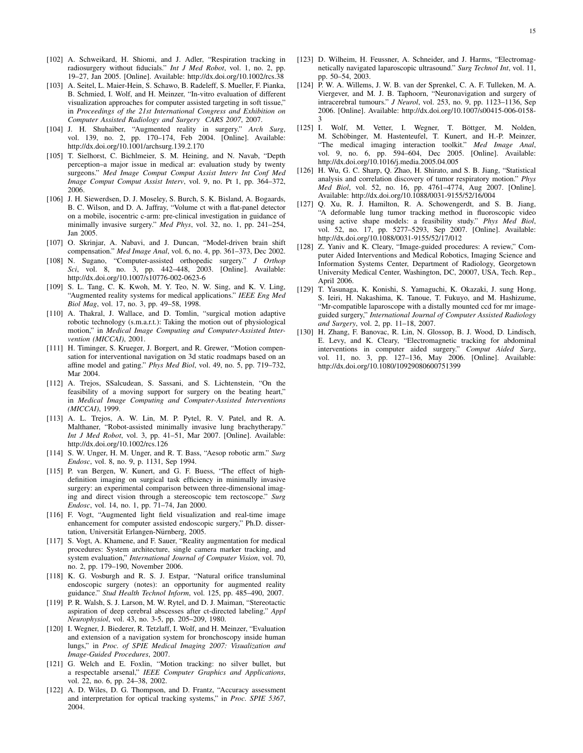[102] A. Schweikard, H. Shiomi, and J. Adler, "Respiration tracking in radiosurgery without fiducials." *Int J Med Robot*, vol. 1, no. 2, pp. 19–27, Jan 2005. [Online]. Available: http://dx.doi.org/10.1002/rcs.38

[103] A. Seitel, L. Maier-Hein, S. Schawo, B. Radeleff, S. Mueller, F. Pianka, B. Schmied, I. Wolf, and H. Meinzer, "In-vitro evaluation of different visualization approaches for computer assisted targeting in soft tissue," in *Proceedings of the 21st International Congress and Exhibition on Computer Assisted Radiology and Surgery CARS 2007*, 2007.

[104] J. H. Shuhaiber, "Augmented reality in surgery." *Arch Surg*, vol. 139, no. 2, pp. 170–174, Feb 2004. [Online]. Available: http://dx.doi.org/10.1001/archsurg.139.2.170

[105] T. Sielhorst, C. Bichlmeier, S. M. Heining, and N. Navab, "Depth perception–a major issue in medical ar: evaluation study by twenty surgeons." *Med Image Comput Comput Assist Interv Int Conf Med Image Comput Comput Assist Interv*, vol. 9, no. Pt 1, pp. 364–372, 2006.

[106] J. H. Siewerdsen, D. J. Moseley, S. Burch, S. K. Bisland, A. Bogaards, B. C. Wilson, and D. A. Jaffray, "Volume ct with a flat-panel detector on a mobile, isocentric c-arm: pre-clinical investigation in guidance of minimally invasive surgery." *Med Phys*, vol. 32, no. 1, pp. 241–254, Jan 2005.

[107] O. Skrinjar, A. Nabavi, and J. Duncan, "Model-driven brain shift compensation." *Med Image Anal*, vol. 6, no. 4, pp. 361–373, Dec 2002.

[108] N. Sugano, "Computer-assisted orthopedic surgery." *J Orthop Sci*, vol. 8, no. 3, pp. 442–448, 2003. [Online]. Available: http://dx.doi.org/10.1007/s10776-002-0623-6

[109] S. L. Tang, C. K. Kwoh, M. Y. Teo, N. W. Sing, and K. V. Ling, "Augmented reality systems for medical applications." *IEEE Eng Med Biol Mag*, vol. 17, no. 3, pp. 49–58, 1998.

[110] A. Thakral, J. Wallace, and D. Tomlin, "surgical motion adaptive robotic technology (s.m.a.r.t.): Taking the motion out of physiological motion," in *Medical Image Computing and Computer-Assisted Intervention (MICCAI)*, 2001.

[111] H. Timinger, S. Krueger, J. Borgert, and R. Grewer, "Motion compensation for interventional navigation on 3d static roadmaps based on an affine model and gating." *Phys Med Biol*, vol. 49, no. 5, pp. 719–732, Mar 2004.

[112] A. Trejos, SSalcudean, S. Sassani, and S. Lichtenstein, "On the feasibility of a moving support for surgery on the beating heart," in *Medical Image Computing and Computer-Assisted Interventions (MICCAI)*, 1999.

[113] A. L. Trejos, A. W. Lin, M. P. Pytel, R. V. Patel, and R. A. Malthaner, "Robot-assisted minimally invasive lung brachytherapy." *Int J Med Robot*, vol. 3, pp. 41–51, Mar 2007. [Online]. Available: http://dx.doi.org/10.1002/rcs.126

[114] S. W. Unger, H. M. Unger, and R. T. Bass, "Aesop robotic arm." *Surg Endosc*, vol. 8, no. 9, p. 1131, Sep 1994.

[115] P. van Bergen, W. Kunert, and G. F. Buess, "The effect of high-definition imaging on surgical task efficiency in minimally invasive surgery: an experimental comparison between three-dimensional imaging and direct vision through a stereoscopic tem rectoscope." *Surg Endosc*, vol. 14, no. 1, pp. 71–74, Jan 2000.

[116] F. Vogt, "Augmented light field visualization and real-time image enhancement for computer assisted endoscopic surgery," Ph.D. dissertation, Universität Erlangen-Nürnberg, 2005.

[117] S. Vogt, A. Khamene, and F. Sauer, "Reality augmentation for medical procedures: System architecture, single camera marker tracking, and system evaluation," *International Journal of Computer Vision*, vol. 70, no. 2, pp. 179–190, November 2006.

[118] K. G. Vosburgh and R. S. J. Estpar, "Natural orifice transluminal endoscopic surgery (notes): an opportunity for augmented reality guidance." *Stud Health Technol Inform*, vol. 125, pp. 485–490, 2007.

[119] P. R. Walsh, S. J. Larson, M. W. Rytel, and D. J. Maiman, "Stereotactic aspiration of deep cerebral abscesses after ct-directed labeling." *Appl Neurophysiol*, vol. 43, no. 3-5, pp. 205–209, 1980.

[120] I. Wegner, J. Biederer, R. Tetzlaff, I. Wolf, and H. Meinzer, "Evaluation and extension of a navigation system for bronchoscopy inside human lungs," in *Proc. of SPIE Medical Imaging 2007: Visualization and Image-Guided Procedures*, 2007.

[121] G. Welch and E. Foxlin, "Motion tracking: no silver bullet, but a respectable arsenal," *IEEE Computer Graphics and Applications*, vol. 22, no. 6, pp. 24–38, 2002.

[122] A. D. Wiles, D. G. Thompson, and D. Frantz, "Accuracy assessment and interpretation for optical tracking systems," in *Proc. SPIE 5367*, 2004.

[123] D. Wilheim, H. Feussner, A. Schneider, and J. Harms, "Electromagnetically navigated laparoscopic ultrasound." *Surg Technol Int*, vol. 11, pp. 50–54, 2003.

[124] P. W. A. Willems, J. W. B. van der Sprenkel, C. A. F. Tulleken, M. A. Viergever, and M. J. B. Taphoorn, "Neuronavigation and surgery of intracerebral tumours." *J Neurol*, vol. 253, no. 9, pp. 1123–1136, Sep 2006. [Online]. Available: http://dx.doi.org/10.1007/s00415-006-0158-3

[125] I. Wolf, M. Vetter, I. Wegner, T. Böttger, M. Nolden, M. Schöbinger, M. Hastenteufel, T. Kunert, and H.-P. Meinzer, "The medical imaging interaction toolkit." *Med Image Anal*, vol. 9, no. 6, pp. 594–604, Dec 2005. [Online]. Available: http://dx.doi.org/10.1016/j.media.2005.04.005

[126] H. Wu, G. C. Sharp, Q. Zhao, H. Shirato, and S. B. Jiang, "Statistical analysis and correlation discovery of tumor respiratory motion." *Phys Med Biol*, vol. 52, no. 16, pp. 4761–4774, Aug 2007. [Online]. Available: http://dx.doi.org/10.1088/0031-9155/52/16/004

[127] Q. Xu, R. J. Hamilton, R. A. Schowengerdt, and S. B. Jiang, "A deformable lung tumor tracking method in fluoroscopic video using active shape models: a feasibility study." *Phys Med Biol*, vol. 52, no. 17, pp. 5277–5293, Sep 2007. [Online]. Available: http://dx.doi.org/10.1088/0031-9155/52/17/012

[128] Z. Yaniv and K. Cleary, "Image-guided procedures: A review," Computer Aided Interventions and Medical Robotics, Imaging Science and Information Systems Center, Department of Radiology, Georgetown University Medical Center, Washington, DC, 20007, USA, Tech. Rep., April 2006.

[129] T. Yasunaga, K. Konishi, S. Yamaguchi, K. Okazaki, J. sung Hong, S. Ieiri, H. Nakashima, K. Tanoue, T. Fukuyo, and M. Hashizume, "Mr-compatible laparoscope with a distally mounted ccd for mr image-guided surgery," *International Journal of Computer Assisted Radiology and Surgery*, vol. 2, pp. 11–18, 2007.

[130] H. Zhang, F. Banovac, R. Lin, N. Glossop, B. J. Wood, D. Lindisch, E. Levy, and K. Cleary, "Electromagnetic tracking for abdominal interventions in computer aided surgery." *Comput Aided Surg*, vol. 11, no. 3, pp. 127–136, May 2006. [Online]. Available: http://dx.doi.org/10.1080/10929080600751399